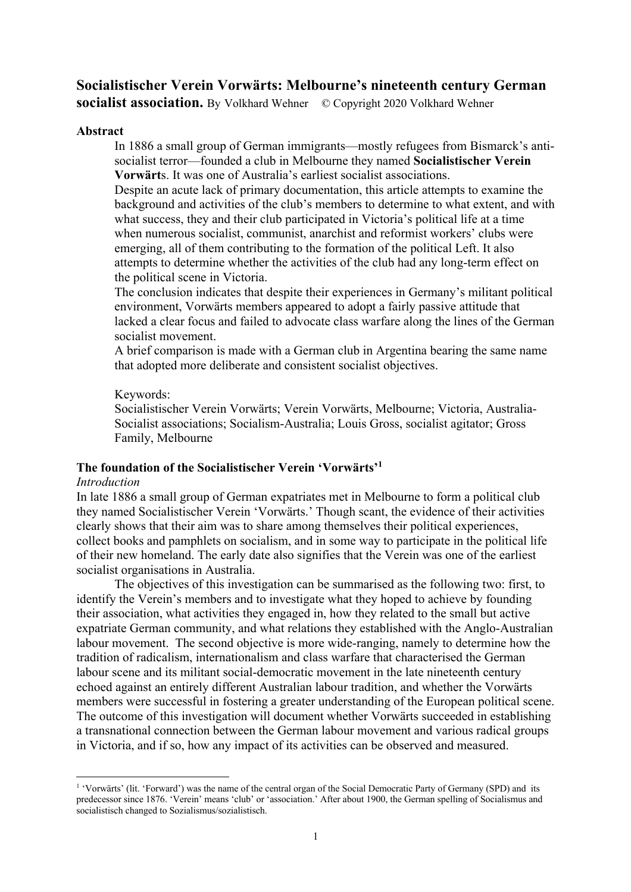# Socialistischer Verein Vorwärts: Melbourne's nineteenth century German socialist association.

By Volkhard Wehner © Copyright 2020 Volkhard Wehner

**Abstract**

In 1886 a small group of German immigrants—mostly refugees from Bismarck's anti-socialist terror—founded a club in Melbourne they named **Socialistischer Verein Vorwärts**. It was one of Australia's earliest socialist associations.

Despite an acute lack of primary documentation, this article attempts to examine the background and activities of the club's members to determine to what extent, and with what success, they and their club participated in Victoria's political life at a time when numerous socialist, communist, anarchist and reformist workers' clubs were emerging, all of them contributing to the formation of the political Left. It also attempts to determine whether the activities of the club had any long-term effect on the political scene in Victoria.

The conclusion indicates that despite their experiences in Germany's militant political environment, Vorwärts members appeared to adopt a fairly passive attitude that lacked a clear focus and failed to advocate class warfare along the lines of the German socialist movement.

A brief comparison is made with a German club in Argentina bearing the same name that adopted more deliberate and consistent socialist objectives.

Keywords:
Socialistischer Verein Vorwärts; Verein Vorwärts, Melbourne; Victoria, Australia-Socialist associations; Socialism-Australia; Louis Gross, socialist agitator; Gross Family, Melbourne

## The foundation of the Socialistischer Verein 'Vorwärts'[1]

*Introduction*

In late 1886 a small group of German expatriates met in Melbourne to form a political club they named Socialistischer Verein 'Vorwärts.' Though scant, the evidence of their activities clearly shows that their aim was to share among themselves their political experiences, collect books and pamphlets on socialism, and in some way to participate in the political life of their new homeland. The early date also signifies that the Verein was one of the earliest socialist organisations in Australia.

The objectives of this investigation can be summarised as the following two: first, to identify the Verein's members and to investigate what they hoped to achieve by founding their association, what activities they engaged in, how they related to the small but active expatriate German community, and what relations they established with the Anglo-Australian labour movement. The second objective is more wide-ranging, namely to determine how the tradition of radicalism, internationalism and class warfare that characterised the German labour scene and its militant social-democratic movement in the late nineteenth century echoed against an entirely different Australian labour tradition, and whether the Vorwärts members were successful in fostering a greater understanding of the European political scene. The outcome of this investigation will document whether Vorwärts succeeded in establishing a transnational connection between the German labour movement and various radical groups in Victoria, and if so, how any impact of its activities can be observed and measured.

---

[1] 'Vorwärts' (lit. 'Forward') was the name of the central organ of the Social Democratic Party of Germany (SPD) and its predecessor since 1876. 'Verein' means 'club' or 'association.' After about 1900, the German spelling of Socialismus and socialistisch changed to Sozialismus/sozialistisch.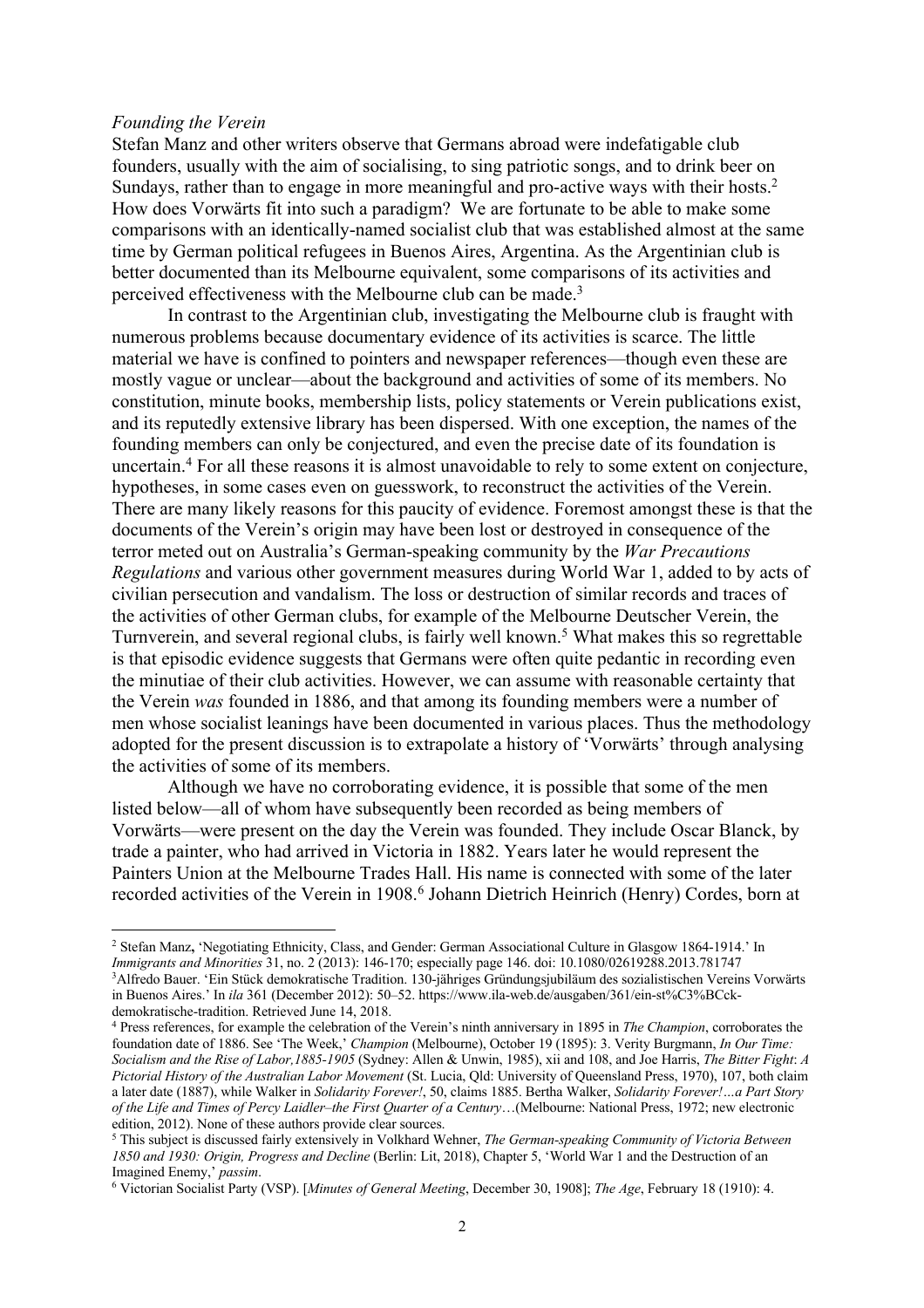*Founding the Verein*

Stefan Manz and other writers observe that Germans abroad were indefatigable club founders, usually with the aim of socialising, to sing patriotic songs, and to drink beer on Sundays, rather than to engage in more meaningful and pro-active ways with their hosts.[2] How does Vorwärts fit into such a paradigm? We are fortunate to be able to make some comparisons with an identically-named socialist club that was established almost at the same time by German political refugees in Buenos Aires, Argentina. As the Argentinian club is better documented than its Melbourne equivalent, some comparisons of its activities and perceived effectiveness with the Melbourne club can be made.[3]

In contrast to the Argentinian club, investigating the Melbourne club is fraught with numerous problems because documentary evidence of its activities is scarce. The little material we have is confined to pointers and newspaper references—though even these are mostly vague or unclear—about the background and activities of some of its members. No constitution, minute books, membership lists, policy statements or Verein publications exist, and its reputedly extensive library has been dispersed. With one exception, the names of the founding members can only be conjectured, and even the precise date of its foundation is uncertain.[4] For all these reasons it is almost unavoidable to rely to some extent on conjecture, hypotheses, in some cases even on guesswork, to reconstruct the activities of the Verein. There are many likely reasons for this paucity of evidence. Foremost amongst these is that the documents of the Verein's origin may have been lost or destroyed in consequence of the terror meted out on Australia's German-speaking community by the *War Precautions Regulations* and various other government measures during World War 1, added to by acts of civilian persecution and vandalism. The loss or destruction of similar records and traces of the activities of other German clubs, for example of the Melbourne Deutscher Verein, the Turnverein, and several regional clubs, is fairly well known.[5] What makes this so regrettable is that episodic evidence suggests that Germans were often quite pedantic in recording even the minutiae of their club activities. However, we can assume with reasonable certainty that the Verein *was* founded in 1886, and that among its founding members were a number of men whose socialist leanings have been documented in various places. Thus the methodology adopted for the present discussion is to extrapolate a history of 'Vorwärts' through analysing the activities of some of its members.

Although we have no corroborating evidence, it is possible that some of the men listed below—all of whom have subsequently been recorded as being members of Vorwärts—were present on the day the Verein was founded. They include Oscar Blanck, by trade a painter, who had arrived in Victoria in 1882. Years later he would represent the Painters Union at the Melbourne Trades Hall. His name is connected with some of the later recorded activities of the Verein in 1908.[6] Johann Dietrich Heinrich (Henry) Cordes, born at

---

[2] Stefan Manz, 'Negotiating Ethnicity, Class, and Gender: German Associational Culture in Glasgow 1864-1914.' In *Immigrants and Minorities* 31, no. 2 (2013): 146-170; especially page 146. doi: 10.1080/02619288.2013.781747

[3] Alfredo Bauer. 'Ein Stück demokratische Tradition. 130-jähriges Gründungsjubiläum des sozialistischen Vereins Vorwärts in Buenos Aires.' In *ila* 361 (December 2012): 50–52. https://www.ila-web.de/ausgaben/361/ein-st%C3%BCck-demokratische-tradition. Retrieved June 14, 2018.

[4] Press references, for example the celebration of the Verein's ninth anniversary in 1895 in *The Champion*, corroborates the foundation date of 1886. See 'The Week,' *Champion* (Melbourne), October 19 (1895): 3. Verity Burgmann, *In Our Time: Socialism and the Rise of Labor,1885-1905* (Sydney: Allen & Unwin, 1985), xii and 108, and Joe Harris, *The Bitter Fight*: *A Pictorial History of the Australian Labor Movement* (St. Lucia, Qld: University of Queensland Press, 1970), 107, both claim a later date (1887), while Walker in *Solidarity Forever!*, 50, claims 1885. Bertha Walker, *Solidarity Forever!…a Part Story of the Life and Times of Percy Laidler–the First Quarter of a Century*…(Melbourne: National Press, 1972; new electronic edition, 2012). None of these authors provide clear sources.

[5] This subject is discussed fairly extensively in Volkhard Wehner, *The German-speaking Community of Victoria Between 1850 and 1930: Origin, Progress and Decline* (Berlin: Lit, 2018), Chapter 5, 'World War 1 and the Destruction of an Imagined Enemy,' *passim*.

[6] Victorian Socialist Party (VSP). [*Minutes of General Meeting*, December 30, 1908]; *The Age*, February 18 (1910): 4.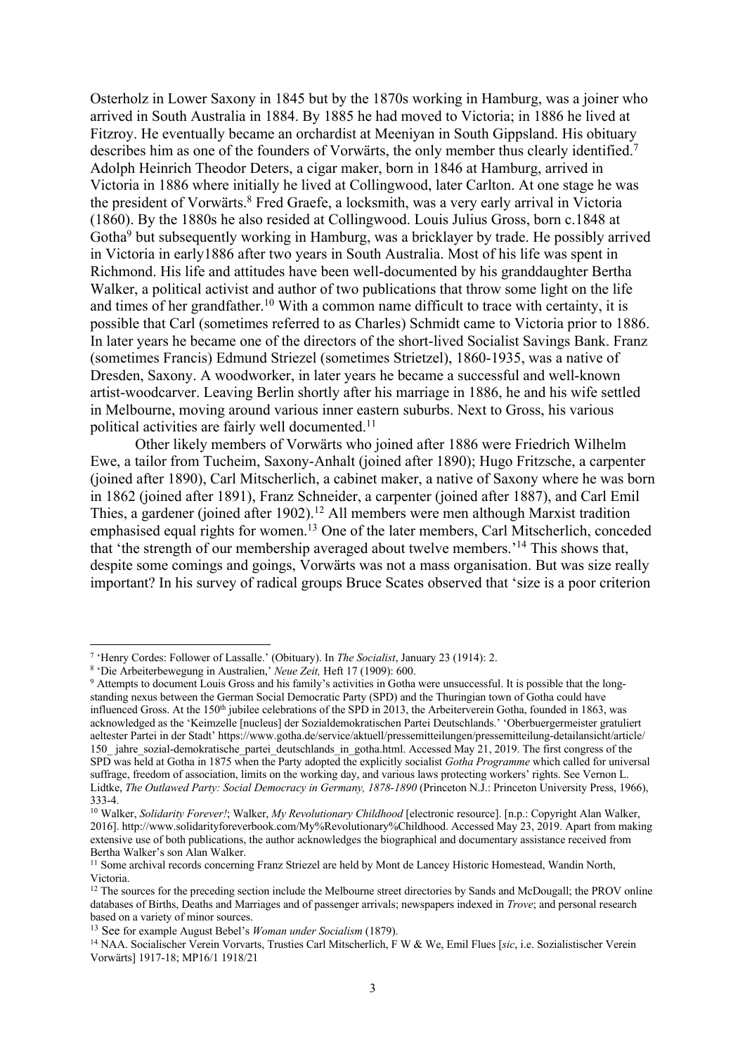Osterholz in Lower Saxony in 1845 but by the 1870s working in Hamburg, was a joiner who arrived in South Australia in 1884. By 1885 he had moved to Victoria; in 1886 he lived at Fitzroy. He eventually became an orchardist at Meeniyan in South Gippsland. His obituary describes him as one of the founders of Vorwärts, the only member thus clearly identified.[7] Adolph Heinrich Theodor Deters, a cigar maker, born in 1846 at Hamburg, arrived in Victoria in 1886 where initially he lived at Collingwood, later Carlton. At one stage he was the president of Vorwärts.[8] Fred Graefe, a locksmith, was a very early arrival in Victoria (1860). By the 1880s he also resided at Collingwood. Louis Julius Gross, born c.1848 at Gotha[9] but subsequently working in Hamburg, was a bricklayer by trade. He possibly arrived in Victoria in early1886 after two years in South Australia. Most of his life was spent in Richmond. His life and attitudes have been well-documented by his granddaughter Bertha Walker, a political activist and author of two publications that throw some light on the life and times of her grandfather.[10] With a common name difficult to trace with certainty, it is possible that Carl (sometimes referred to as Charles) Schmidt came to Victoria prior to 1886. In later years he became one of the directors of the short-lived Socialist Savings Bank. Franz (sometimes Francis) Edmund Striezel (sometimes Strietzel), 1860-1935, was a native of Dresden, Saxony. A woodworker, in later years he became a successful and well-known artist-woodcarver. Leaving Berlin shortly after his marriage in 1886, he and his wife settled in Melbourne, moving around various inner eastern suburbs. Next to Gross, his various political activities are fairly well documented.[11]

Other likely members of Vorwärts who joined after 1886 were Friedrich Wilhelm Ewe, a tailor from Tucheim, Saxony-Anhalt (joined after 1890); Hugo Fritzsche, a carpenter (joined after 1890), Carl Mitscherlich, a cabinet maker, a native of Saxony where he was born in 1862 (joined after 1891), Franz Schneider, a carpenter (joined after 1887), and Carl Emil Thies, a gardener (joined after 1902).[12] All members were men although Marxist tradition emphasised equal rights for women.[13] One of the later members, Carl Mitscherlich, conceded that 'the strength of our membership averaged about twelve members.'[14] This shows that, despite some comings and goings, Vorwärts was not a mass organisation. But was size really important? In his survey of radical groups Bruce Scates observed that 'size is a poor criterion

---

[7] 'Henry Cordes: Follower of Lassalle.' (Obituary). In *The Socialist*, January 23 (1914): 2.

[8] 'Die Arbeiterbewegung in Australien,' *Neue Zeit,* Heft 17 (1909): 600.

[9] Attempts to document Louis Gross and his family's activities in Gotha were unsuccessful. It is possible that the long-standing nexus between the German Social Democratic Party (SPD) and the Thuringian town of Gotha could have influenced Gross. At the 150th jubilee celebrations of the SPD in 2013, the Arbeiterverein Gotha, founded in 1863, was acknowledged as the 'Keimzelle [nucleus] der Sozialdemokratischen Partei Deutschlands.' 'Oberbuergermeister gratuliert aeltester Partei in der Stadt' https://www.gotha.de/service/aktuell/pressemitteilungen/pressemitteilung-detailansicht/article/150_ jahre_sozial-demokratische_partei_deutschlands_in_gotha.html. Accessed May 21, 2019. The first congress of the SPD was held at Gotha in 1875 when the Party adopted the explicitly socialist *Gotha Programme* which called for universal suffrage, freedom of association, limits on the working day, and various laws protecting workers' rights. See Vernon L. Lidtke, *The Outlawed Party: Social Democracy in Germany, 1878-1890* (Princeton N.J.: Princeton University Press, 1966), 333-4.

[10] Walker, *Solidarity Forever!*; Walker, *My Revolutionary Childhood* [electronic resource]. [n.p.: Copyright Alan Walker, 2016]. http://www.solidarityforeverbook.com/My%Revolutionary%Childhood. Accessed May 23, 2019. Apart from making extensive use of both publications, the author acknowledges the biographical and documentary assistance received from Bertha Walker's son Alan Walker.

[11] Some archival records concerning Franz Striezel are held by Mont de Lancey Historic Homestead, Wandin North, Victoria.

[12] The sources for the preceding section include the Melbourne street directories by Sands and McDougall; the PROV online databases of Births, Deaths and Marriages and of passenger arrivals; newspapers indexed in *Trove*; and personal research based on a variety of minor sources.

[13] See for example August Bebel's *Woman under Socialism* (1879).

[14] NAA. Socialischer Verein Vorvarts, Trusties Carl Mitscherlich, F W & We, Emil Flues [*sic*, i.e. Sozialistischer Verein Vorwärts] 1917-18; MP16/1 1918/21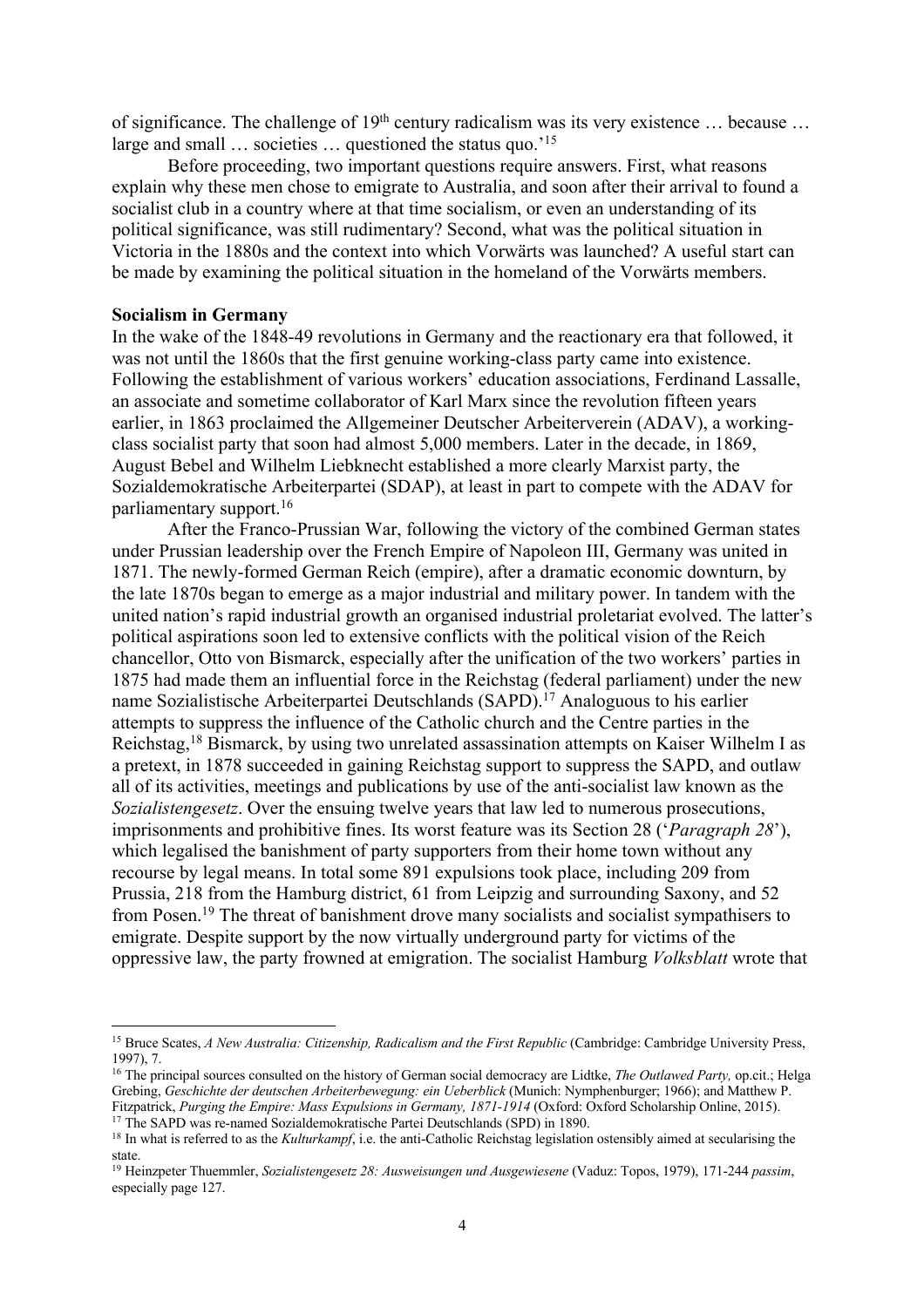of significance. The challenge of 19th century radicalism was its very existence … because … large and small … societies … questioned the status quo.'[15]

Before proceeding, two important questions require answers. First, what reasons explain why these men chose to emigrate to Australia, and soon after their arrival to found a socialist club in a country where at that time socialism, or even an understanding of its political significance, was still rudimentary? Second, what was the political situation in Victoria in the 1880s and the context into which Vorwärts was launched? A useful start can be made by examining the political situation in the homeland of the Vorwärts members.

**Socialism in Germany**

In the wake of the 1848-49 revolutions in Germany and the reactionary era that followed, it was not until the 1860s that the first genuine working-class party came into existence. Following the establishment of various workers' education associations, Ferdinand Lassalle, an associate and sometime collaborator of Karl Marx since the revolution fifteen years earlier, in 1863 proclaimed the Allgemeiner Deutscher Arbeiterverein (ADAV), a working-class socialist party that soon had almost 5,000 members. Later in the decade, in 1869, August Bebel and Wilhelm Liebknecht established a more clearly Marxist party, the Sozialdemokratische Arbeiterpartei (SDAP), at least in part to compete with the ADAV for parliamentary support.[16]

After the Franco-Prussian War, following the victory of the combined German states under Prussian leadership over the French Empire of Napoleon III, Germany was united in 1871. The newly-formed German Reich (empire), after a dramatic economic downturn, by the late 1870s began to emerge as a major industrial and military power. In tandem with the united nation's rapid industrial growth an organised industrial proletariat evolved. The latter's political aspirations soon led to extensive conflicts with the political vision of the Reich chancellor, Otto von Bismarck, especially after the unification of the two workers' parties in 1875 had made them an influential force in the Reichstag (federal parliament) under the new name Sozialistische Arbeiterpartei Deutschlands (SAPD).[17] Analoguous to his earlier attempts to suppress the influence of the Catholic church and the Centre parties in the Reichstag,[18] Bismarck, by using two unrelated assassination attempts on Kaiser Wilhelm I as a pretext, in 1878 succeeded in gaining Reichstag support to suppress the SAPD, and outlaw all of its activities, meetings and publications by use of the anti-socialist law known as the *Sozialistengesetz*. Over the ensuing twelve years that law led to numerous prosecutions, imprisonments and prohibitive fines. Its worst feature was its Section 28 ('*Paragraph 28*'), which legalised the banishment of party supporters from their home town without any recourse by legal means. In total some 891 expulsions took place, including 209 from Prussia, 218 from the Hamburg district, 61 from Leipzig and surrounding Saxony, and 52 from Posen.[19] The threat of banishment drove many socialists and socialist sympathisers to emigrate. Despite support by the now virtually underground party for victims of the oppressive law, the party frowned at emigration. The socialist Hamburg *Volksblatt* wrote that

---

[15] Bruce Scates, *A New Australia: Citizenship, Radicalism and the First Republic* (Cambridge: Cambridge University Press, 1997), 7.

[16] The principal sources consulted on the history of German social democracy are Lidtke, *The Outlawed Party,* op.cit.; Helga Grebing, *Geschichte der deutschen Arbeiterbewegung: ein Ueberblick* (Munich: Nymphenburger; 1966); and Matthew P. Fitzpatrick, *Purging the Empire: Mass Expulsions in Germany, 1871-1914* (Oxford: Oxford Scholarship Online, 2015).

[17] The SAPD was re-named Sozialdemokratische Partei Deutschlands (SPD) in 1890.

[18] In what is referred to as the *Kulturkampf*, i.e. the anti-Catholic Reichstag legislation ostensibly aimed at secularising the state.

[19] Heinzpeter Thuemmler, *Sozialistengesetz 28: Ausweisungen und Ausgewiesene* (Vaduz: Topos, 1979), 171-244 *passim*, especially page 127.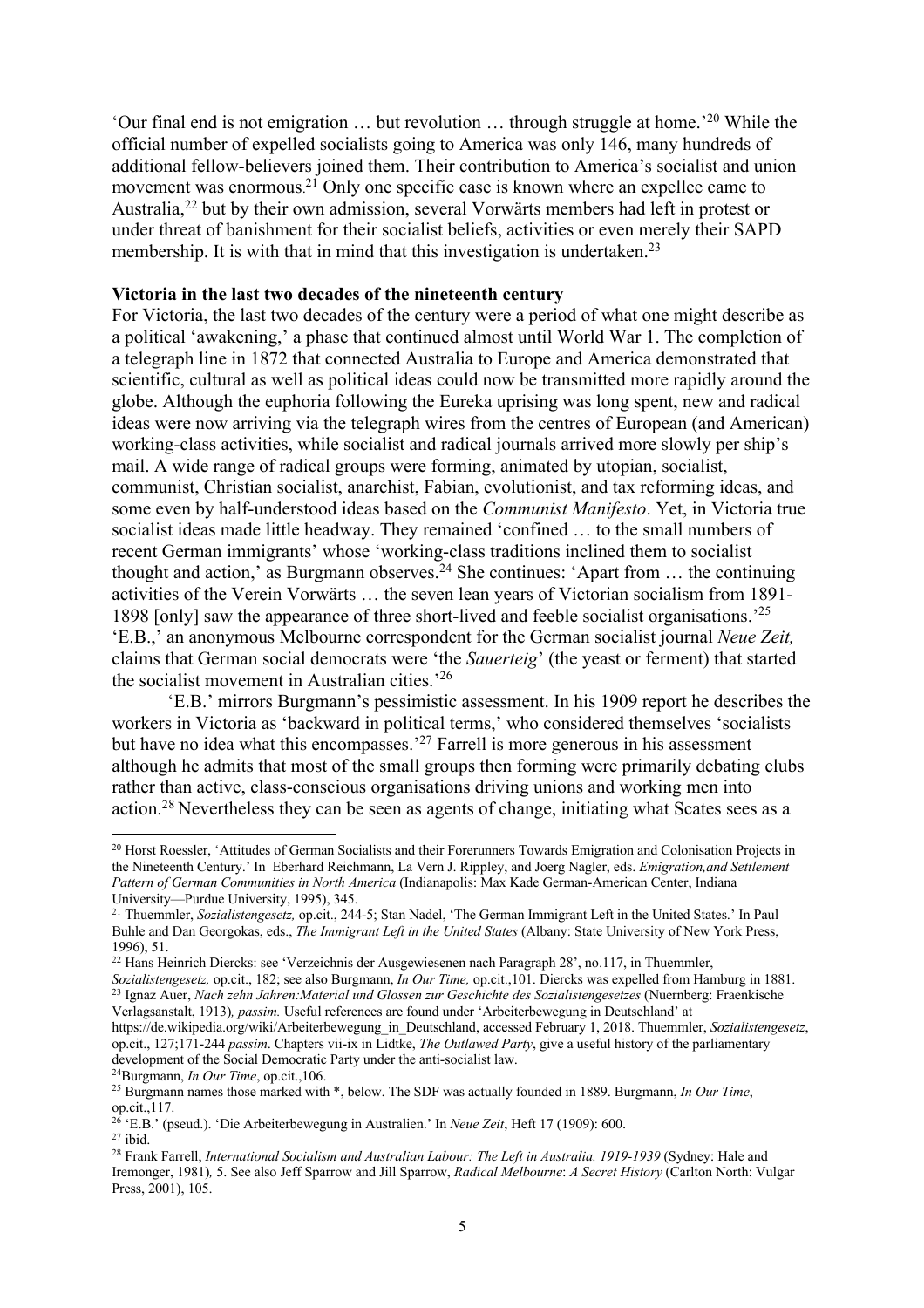'Our final end is not emigration … but revolution … through struggle at home.'[20] While the official number of expelled socialists going to America was only 146, many hundreds of additional fellow-believers joined them. Their contribution to America's socialist and union movement was enormous.[21] Only one specific case is known where an expellee came to Australia,[22] but by their own admission, several Vorwärts members had left in protest or under threat of banishment for their socialist beliefs, activities or even merely their SAPD membership. It is with that in mind that this investigation is undertaken.[23]

**Victoria in the last two decades of the nineteenth century**

For Victoria, the last two decades of the century were a period of what one might describe as a political 'awakening,' a phase that continued almost until World War 1. The completion of a telegraph line in 1872 that connected Australia to Europe and America demonstrated that scientific, cultural as well as political ideas could now be transmitted more rapidly around the globe. Although the euphoria following the Eureka uprising was long spent, new and radical ideas were now arriving via the telegraph wires from the centres of European (and American) working-class activities, while socialist and radical journals arrived more slowly per ship's mail. A wide range of radical groups were forming, animated by utopian, socialist, communist, Christian socialist, anarchist, Fabian, evolutionist, and tax reforming ideas, and some even by half-understood ideas based on the *Communist Manifesto*. Yet, in Victoria true socialist ideas made little headway. They remained 'confined … to the small numbers of recent German immigrants' whose 'working-class traditions inclined them to socialist thought and action,' as Burgmann observes.[24] She continues: 'Apart from … the continuing activities of the Verein Vorwärts … the seven lean years of Victorian socialism from 1891-1898 [only] saw the appearance of three short-lived and feeble socialist organisations.'[25] 'E.B.,' an anonymous Melbourne correspondent for the German socialist journal *Neue Zeit,* claims that German social democrats were 'the *Sauerteig*' (the yeast or ferment) that started the socialist movement in Australian cities.'[26]

'E.B.' mirrors Burgmann's pessimistic assessment. In his 1909 report he describes the workers in Victoria as 'backward in political terms,' who considered themselves 'socialists but have no idea what this encompasses.'[27] Farrell is more generous in his assessment although he admits that most of the small groups then forming were primarily debating clubs rather than active, class-conscious organisations driving unions and working men into action.[28] Nevertheless they can be seen as agents of change, initiating what Scates sees as a

---

[20] Horst Roessler, 'Attitudes of German Socialists and their Forerunners Towards Emigration and Colonisation Projects in the Nineteenth Century.' In Eberhard Reichmann, La Vern J. Rippley, and Joerg Nagler, eds. *Emigration,and Settlement Pattern of German Communities in North America* (Indianapolis: Max Kade German-American Center, Indiana University—Purdue University, 1995), 345.

[21] Thuemmler, *Sozialistengesetz,* op.cit., 244-5; Stan Nadel, 'The German Immigrant Left in the United States.' In Paul Buhle and Dan Georgokas, eds., *The Immigrant Left in the United States* (Albany: State University of New York Press, 1996), 51.

[22] Hans Heinrich Diercks: see 'Verzeichnis der Ausgewiesenen nach Paragraph 28', no.117, in Thuemmler, *Sozialistengesetz,* op.cit., 182; see also Burgmann, *In Our Time,* op.cit.,101. Diercks was expelled from Hamburg in 1881.

[23] Ignaz Auer, *Nach zehn Jahren:Material und Glossen zur Geschichte des Sozialistengesetzes* (Nuernberg: Fraenkische Verlagsanstalt, 1913)*, passim.* Useful references are found under 'Arbeiterbewegung in Deutschland' at https://de.wikipedia.org/wiki/Arbeiterbewegung_in_Deutschland, accessed February 1, 2018. Thuemmler, *Sozialistengesetz*, op.cit., 127;171-244 *passim*. Chapters vii-ix in Lidtke, *The Outlawed Party*, give a useful history of the parliamentary development of the Social Democratic Party under the anti-socialist law.

[24] Burgmann, *In Our Time*, op.cit.,106.

[25] Burgmann names those marked with *, below. The SDF was actually founded in 1889. Burgmann, *In Our Time*, op.cit.,117.

[26] 'E.B.' (pseud.). 'Die Arbeiterbewegung in Australien.' In *Neue Zeit*, Heft 17 (1909): 600.

[27] ibid.

[28] Frank Farrell, *International Socialism and Australian Labour: The Left in Australia, 1919-1939* (Sydney: Hale and Iremonger, 1981)*,* 5. See also Jeff Sparrow and Jill Sparrow, *Radical Melbourne*: *A Secret History* (Carlton North: Vulgar Press, 2001), 105.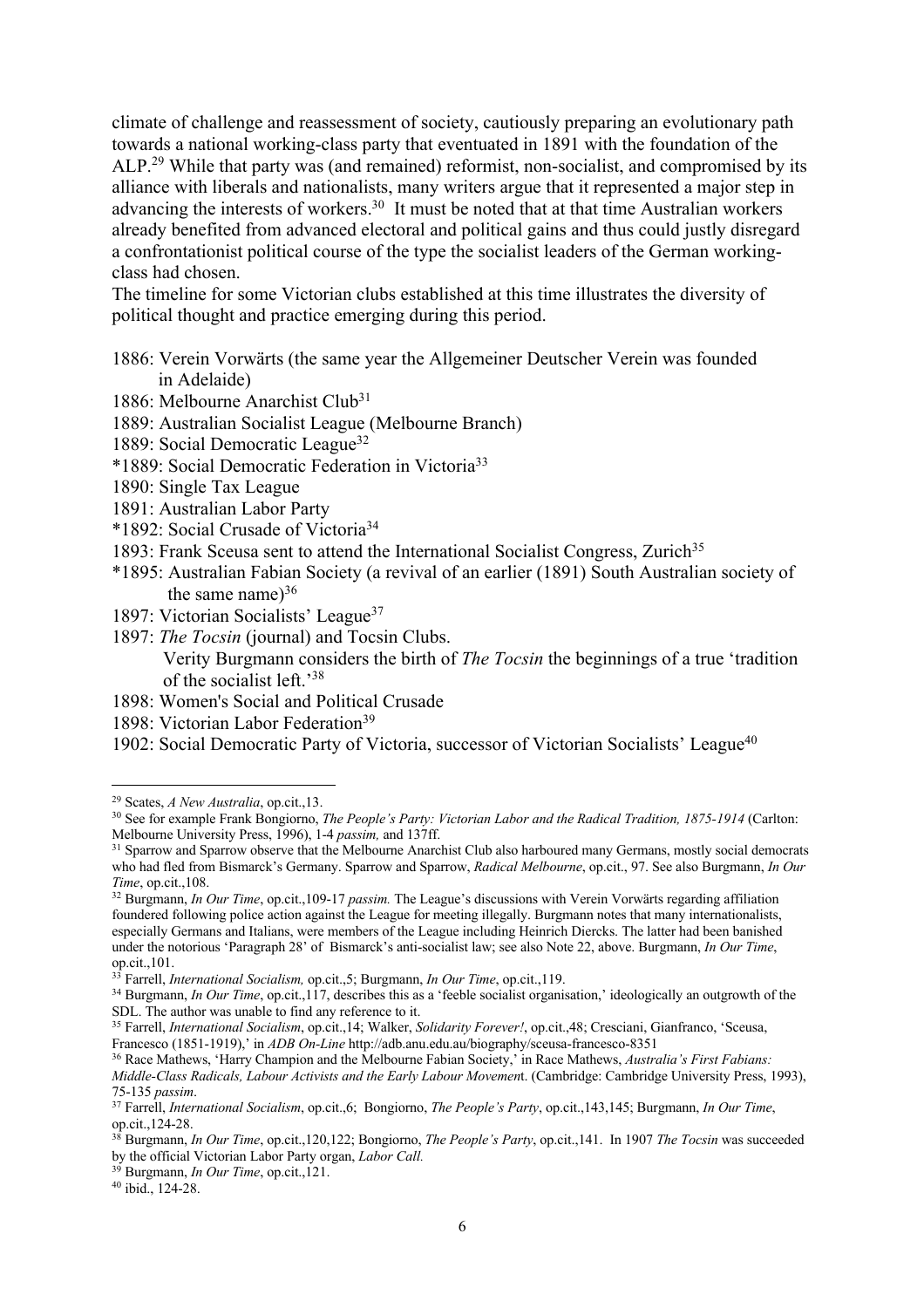climate of challenge and reassessment of society, cautiously preparing an evolutionary path towards a national working-class party that eventuated in 1891 with the foundation of the ALP.[29] While that party was (and remained) reformist, non-socialist, and compromised by its alliance with liberals and nationalists, many writers argue that it represented a major step in advancing the interests of workers.[30] It must be noted that at that time Australian workers already benefited from advanced electoral and political gains and thus could justly disregard a confrontationist political course of the type the socialist leaders of the German working-class had chosen.

The timeline for some Victorian clubs established at this time illustrates the diversity of political thought and practice emerging during this period.

1886: Verein Vorwärts (the same year the Allgemeiner Deutscher Verein was founded in Adelaide)
1886: Melbourne Anarchist Club[31]
1889: Australian Socialist League (Melbourne Branch)
1889: Social Democratic League[32]
*1889: Social Democratic Federation in Victoria[33]
1890: Single Tax League
1891: Australian Labor Party
*1892: Social Crusade of Victoria[34]
1893: Frank Sceusa sent to attend the International Socialist Congress, Zurich[35]
*1895: Australian Fabian Society (a revival of an earlier (1891) South Australian society of the same name)[36]
1897: Victorian Socialists' League[37]
1897: *The Tocsin* (journal) and Tocsin Clubs.
Verity Burgmann considers the birth of *The Tocsin* the beginnings of a true 'tradition of the socialist left.'[38]
1898: Women's Social and Political Crusade
1898: Victorian Labor Federation[39]
1902: Social Democratic Party of Victoria, successor of Victorian Socialists' League[40]

---

[29] Scates, *A New Australia*, op.cit.,13.

[30] See for example Frank Bongiorno, *The People's Party: Victorian Labor and the Radical Tradition, 1875-1914* (Carlton: Melbourne University Press, 1996), 1-4 *passim,* and 137ff.

[31] Sparrow and Sparrow observe that the Melbourne Anarchist Club also harboured many Germans, mostly social democrats who had fled from Bismarck's Germany. Sparrow and Sparrow, *Radical Melbourne*, op.cit., 97. See also Burgmann, *In Our Time*, op.cit.,108.

[32] Burgmann, *In Our Time*, op.cit.,109-17 *passim.* The League's discussions with Verein Vorwärts regarding affiliation foundered following police action against the League for meeting illegally. Burgmann notes that many internationalists, especially Germans and Italians, were members of the League including Heinrich Diercks. The latter had been banished under the notorious 'Paragraph 28' of Bismarck's anti-socialist law; see also Note 22, above. Burgmann, *In Our Time*, op.cit.,101.

[33] Farrell, *International Socialism,* op.cit.,5; Burgmann, *In Our Time*, op.cit.,119.

[34] Burgmann, *In Our Time*, op.cit.,117, describes this as a 'feeble socialist organisation,' ideologically an outgrowth of the SDL. The author was unable to find any reference to it.

[35] Farrell, *International Socialism*, op.cit.,14; Walker, *Solidarity Forever!*, op.cit.,48; Cresciani, Gianfranco, 'Sceusa, Francesco (1851-1919),' in *ADB On-Line* http://adb.anu.edu.au/biography/sceusa-francesco-8351

[36] Race Mathews, 'Harry Champion and the Melbourne Fabian Society,' in Race Mathews, *Australia's First Fabians: Middle-Class Radicals, Labour Activists and the Early Labour Movement*. (Cambridge: Cambridge University Press, 1993), 75-135 *passim*.

[37] Farrell, *International Socialism*, op.cit.,6; Bongiorno, *The People's Party*, op.cit.,143,145; Burgmann, *In Our Time*, op.cit.,124-28.

[38] Burgmann, *In Our Time*, op.cit.,120,122; Bongiorno, *The People's Party*, op.cit.,141. In 1907 *The Tocsin* was succeeded by the official Victorian Labor Party organ, *Labor Call.*

[39] Burgmann, *In Our Time*, op.cit.,121.

[40] ibid., 124-28.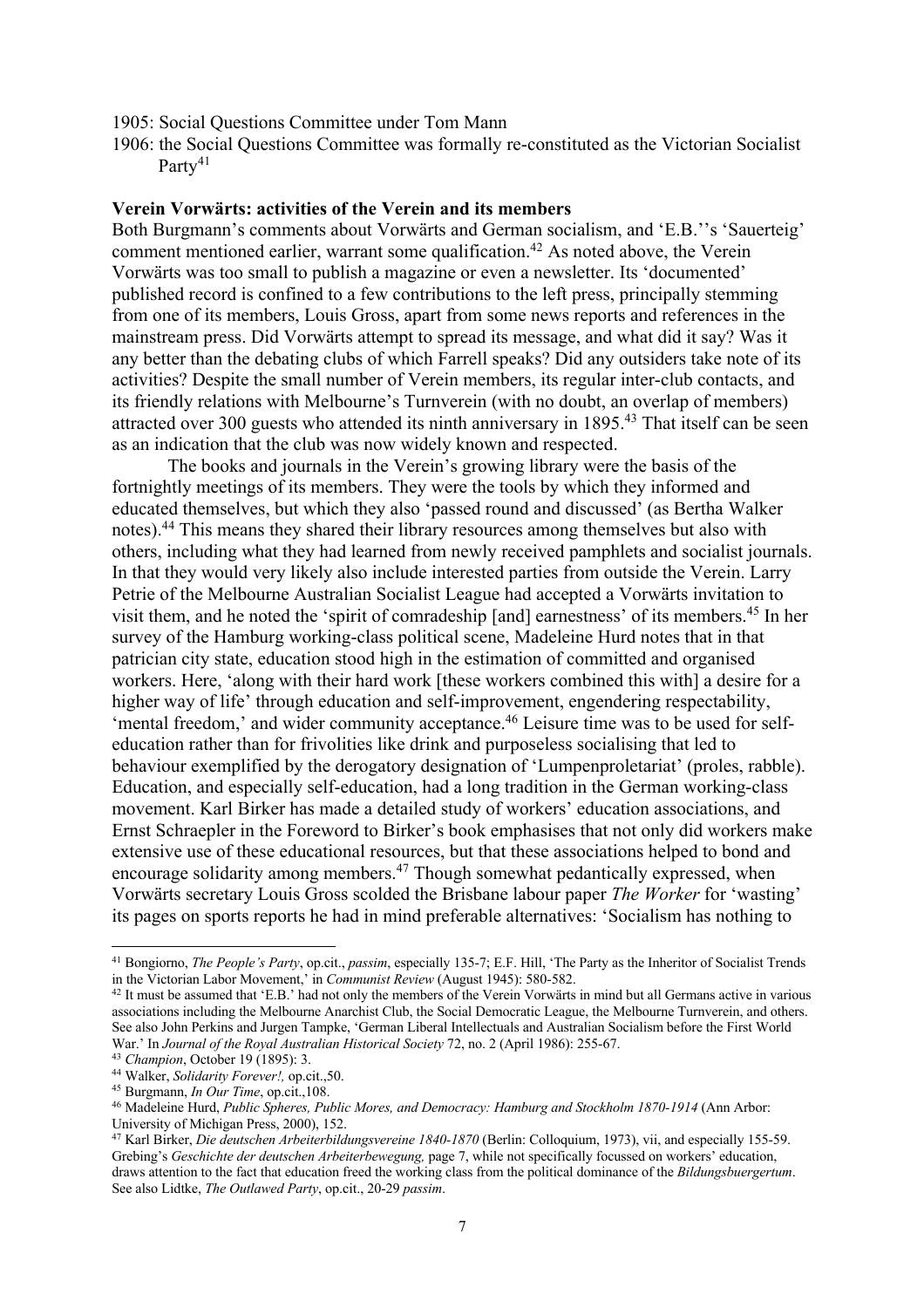1905: Social Questions Committee under Tom Mann

1906: the Social Questions Committee was formally re-constituted as the Victorian Socialist Party[41]

**Verein Vorwärts: activities of the Verein and its members**

Both Burgmann's comments about Vorwärts and German socialism, and 'E.B.''s 'Sauerteig' comment mentioned earlier, warrant some qualification.[42] As noted above, the Verein Vorwärts was too small to publish a magazine or even a newsletter. Its 'documented' published record is confined to a few contributions to the left press, principally stemming from one of its members, Louis Gross, apart from some news reports and references in the mainstream press. Did Vorwärts attempt to spread its message, and what did it say? Was it any better than the debating clubs of which Farrell speaks? Did any outsiders take note of its activities? Despite the small number of Verein members, its regular inter-club contacts, and its friendly relations with Melbourne's Turnverein (with no doubt, an overlap of members) attracted over 300 guests who attended its ninth anniversary in 1895.[43] That itself can be seen as an indication that the club was now widely known and respected.

The books and journals in the Verein's growing library were the basis of the fortnightly meetings of its members. They were the tools by which they informed and educated themselves, but which they also 'passed round and discussed' (as Bertha Walker notes).[44] This means they shared their library resources among themselves but also with others, including what they had learned from newly received pamphlets and socialist journals. In that they would very likely also include interested parties from outside the Verein. Larry Petrie of the Melbourne Australian Socialist League had accepted a Vorwärts invitation to visit them, and he noted the 'spirit of comradeship [and] earnestness' of its members.[45] In her survey of the Hamburg working-class political scene, Madeleine Hurd notes that in that patrician city state, education stood high in the estimation of committed and organised workers. Here, 'along with their hard work [these workers combined this with] a desire for a higher way of life' through education and self-improvement, engendering respectability, 'mental freedom,' and wider community acceptance.[46] Leisure time was to be used for self-education rather than for frivolities like drink and purposeless socialising that led to behaviour exemplified by the derogatory designation of 'Lumpenproletariat' (proles, rabble). Education, and especially self-education, had a long tradition in the German working-class movement. Karl Birker has made a detailed study of workers' education associations, and Ernst Schraepler in the Foreword to Birker's book emphasises that not only did workers make extensive use of these educational resources, but that these associations helped to bond and encourage solidarity among members.[47] Though somewhat pedantically expressed, when Vorwärts secretary Louis Gross scolded the Brisbane labour paper *The Worker* for 'wasting' its pages on sports reports he had in mind preferable alternatives: 'Socialism has nothing to

---

[41] Bongiorno, *The People's Party*, op.cit., *passim*, especially 135-7; E.F. Hill, 'The Party as the Inheritor of Socialist Trends in the Victorian Labor Movement,' in *Communist Review* (August 1945): 580-582.

[42] It must be assumed that 'E.B.' had not only the members of the Verein Vorwärts in mind but all Germans active in various associations including the Melbourne Anarchist Club, the Social Democratic League, the Melbourne Turnverein, and others. See also John Perkins and Jurgen Tampke, 'German Liberal Intellectuals and Australian Socialism before the First World War.' In *Journal of the Royal Australian Historical Society* 72, no. 2 (April 1986): 255-67.

[43] *Champion*, October 19 (1895): 3.

[44] Walker, *Solidarity Forever!,* op.cit.,50.

[45] Burgmann, *In Our Time*, op.cit.,108.

[46] Madeleine Hurd, *Public Spheres, Public Mores, and Democracy: Hamburg and Stockholm 1870-1914* (Ann Arbor: University of Michigan Press, 2000), 152.

[47] Karl Birker, *Die deutschen Arbeiterbildungsvereine 1840-1870* (Berlin: Colloquium, 1973), vii, and especially 155-59. Grebing's *Geschichte der deutschen Arbeiterbewegung,* page 7, while not specifically focussed on workers' education, draws attention to the fact that education freed the working class from the political dominance of the *Bildungsbuergertum*. See also Lidtke, *The Outlawed Party*, op.cit., 20-29 *passim*.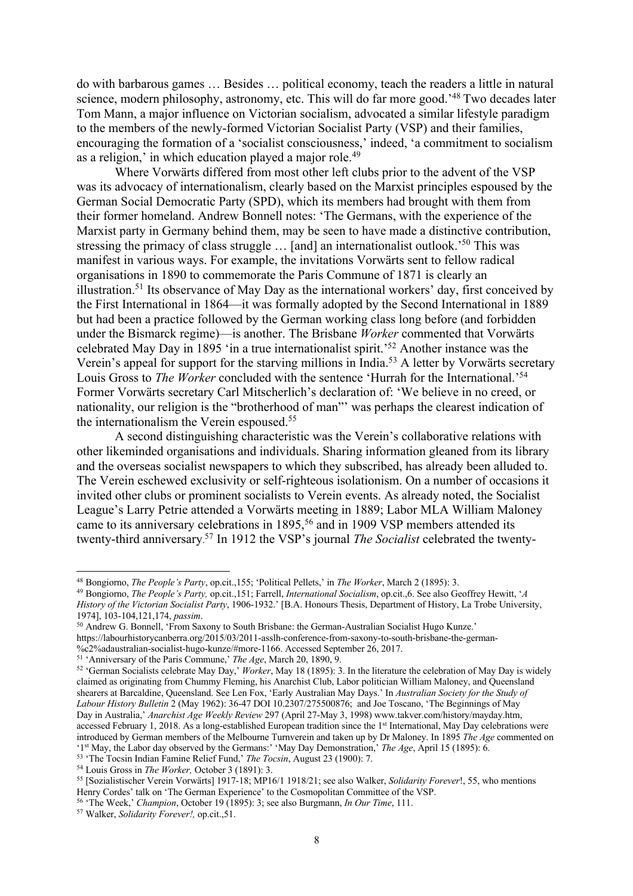do with barbarous games … Besides … political economy, teach the readers a little in natural science, modern philosophy, astronomy, etc. This will do far more good.'[48] Two decades later Tom Mann, a major influence on Victorian socialism, advocated a similar lifestyle paradigm to the members of the newly-formed Victorian Socialist Party (VSP) and their families, encouraging the formation of a 'socialist consciousness,' indeed, 'a commitment to socialism as a religion,' in which education played a major role.[49]

Where Vorwärts differed from most other left clubs prior to the advent of the VSP was its advocacy of internationalism, clearly based on the Marxist principles espoused by the German Social Democratic Party (SPD), which its members had brought with them from their former homeland. Andrew Bonnell notes: 'The Germans, with the experience of the Marxist party in Germany behind them, may be seen to have made a distinctive contribution, stressing the primacy of class struggle … [and] an internationalist outlook.'[50] This was manifest in various ways. For example, the invitations Vorwärts sent to fellow radical organisations in 1890 to commemorate the Paris Commune of 1871 is clearly an illustration.[51] Its observance of May Day as the international workers' day, first conceived by the First International in 1864—it was formally adopted by the Second International in 1889 but had been a practice followed by the German working class long before (and forbidden under the Bismarck regime)—is another. The Brisbane *Worker* commented that Vorwärts celebrated May Day in 1895 'in a true internationalist spirit.'[52] Another instance was the Verein's appeal for support for the starving millions in India.[53] A letter by Vorwärts secretary Louis Gross to *The Worker* concluded with the sentence 'Hurrah for the International.'[54] Former Vorwärts secretary Carl Mitscherlich's declaration of: 'We believe in no creed, or nationality, our religion is the "brotherhood of man"' was perhaps the clearest indication of the internationalism the Verein espoused.[55]

A second distinguishing characteristic was the Verein's collaborative relations with other likeminded organisations and individuals. Sharing information gleaned from its library and the overseas socialist newspapers to which they subscribed, has already been alluded to. The Verein eschewed exclusivity or self-righteous isolationism. On a number of occasions it invited other clubs or prominent socialists to Verein events. As already noted, the Socialist League's Larry Petrie attended a Vorwärts meeting in 1889; Labor MLA William Maloney came to its anniversary celebrations in 1895,[56] and in 1909 VSP members attended its twenty-third anniversary.[57] In 1912 the VSP's journal *The Socialist* celebrated the twenty-

---

[48] Bongiorno, *The People's Party*, op.cit.,155; 'Political Pellets,' in *The Worker*, March 2 (1895): 3.

[49] Bongiorno, *The People's Party,* op.cit.,151; Farrell, *International Socialism*, op.cit.,6. See also Geoffrey Hewitt, '*A History of the Victorian Socialist Party*, 1906-1932.' [B.A. Honours Thesis, Department of History, La Trobe University, 1974], 103-104,121,174, *passim*.

[50] Andrew G. Bonnell, 'From Saxony to South Brisbane: the German-Australian Socialist Hugo Kunze.' https://labourhistorycanberra.org/2015/03/2011-asslh-conference-from-saxony-to-south-brisbane-the-german-%c2%adaustralian-socialist-hugo-kunze/#more-1166. Accessed September 26, 2017.

[51] 'Anniversary of the Paris Commune,' *The Age*, March 20, 1890, 9.

[52] 'German Socialists celebrate May Day,' *Worker*, May 18 (1895): 3. In the literature the celebration of May Day is widely claimed as originating from Chummy Fleming, his Anarchist Club, Labor politician William Maloney, and Queensland shearers at Barcaldine, Queensland. See Len Fox, 'Early Australian May Days.' In *Australian Society for the Study of Labour History Bulletin* 2 (May 1962): 36-47 DOI 10.2307/275500876; and Joe Toscano, 'The Beginnings of May Day in Australia,' *Anarchist Age Weekly Review* 297 (April 27-May 3, 1998) www.takver.com/history/mayday.htm, accessed February 1, 2018. As a long-established European tradition since the 1st International, May Day celebrations were introduced by German members of the Melbourne Turnverein and taken up by Dr Maloney. In 1895 *The Age* commented on '1st May, the Labor day observed by the Germans:' 'May Day Demonstration,' *The Age*, April 15 (1895): 6.

[53] 'The Tocsin Indian Famine Relief Fund,' *The Tocsin*, August 23 (1900): 7.

[54] Louis Gross in *The Worker,* October 3 (1891): 3.

[55] [Sozialistischer Verein Vorwärts] 1917-18; MP16/1 1918/21; see also Walker, *Solidarity Forever*!, 55, who mentions Henry Cordes' talk on 'The German Experience' to the Cosmopolitan Committee of the VSP.

[56] 'The Week,' *Champion*, October 19 (1895): 3; see also Burgmann, *In Our Time*, 111.

[57] Walker, *Solidarity Forever!,* op.cit.,51.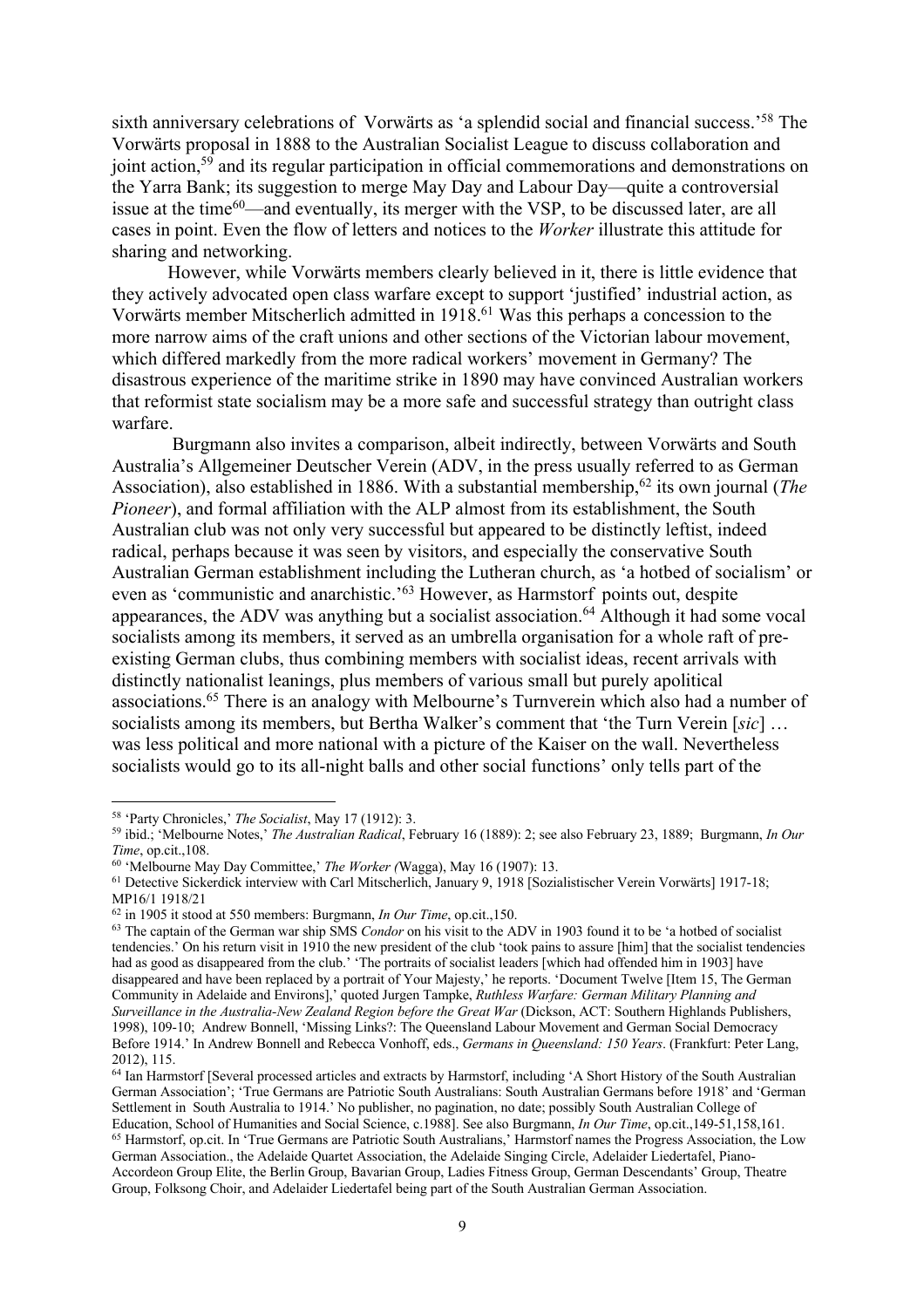sixth anniversary celebrations of Vorwärts as 'a splendid social and financial success.'[58] The Vorwärts proposal in 1888 to the Australian Socialist League to discuss collaboration and joint action,[59] and its regular participation in official commemorations and demonstrations on the Yarra Bank; its suggestion to merge May Day and Labour Day—quite a controversial issue at the time[60]—and eventually, its merger with the VSP, to be discussed later, are all cases in point. Even the flow of letters and notices to the *Worker* illustrate this attitude for sharing and networking.

However, while Vorwärts members clearly believed in it, there is little evidence that they actively advocated open class warfare except to support 'justified' industrial action, as Vorwärts member Mitscherlich admitted in 1918.[61] Was this perhaps a concession to the more narrow aims of the craft unions and other sections of the Victorian labour movement, which differed markedly from the more radical workers' movement in Germany? The disastrous experience of the maritime strike in 1890 may have convinced Australian workers that reformist state socialism may be a more safe and successful strategy than outright class warfare.

Burgmann also invites a comparison, albeit indirectly, between Vorwärts and South Australia's Allgemeiner Deutscher Verein (ADV, in the press usually referred to as German Association), also established in 1886. With a substantial membership,[62] its own journal (*The Pioneer*), and formal affiliation with the ALP almost from its establishment, the South Australian club was not only very successful but appeared to be distinctly leftist, indeed radical, perhaps because it was seen by visitors, and especially the conservative South Australian German establishment including the Lutheran church, as 'a hotbed of socialism' or even as 'communistic and anarchistic.'[63] However, as Harmstorf points out, despite appearances, the ADV was anything but a socialist association.[64] Although it had some vocal socialists among its members, it served as an umbrella organisation for a whole raft of pre-existing German clubs, thus combining members with socialist ideas, recent arrivals with distinctly nationalist leanings, plus members of various small but purely apolitical associations.[65] There is an analogy with Melbourne's Turnverein which also had a number of socialists among its members, but Bertha Walker's comment that 'the Turn Verein [*sic*] … was less political and more national with a picture of the Kaiser on the wall. Nevertheless socialists would go to its all-night balls and other social functions' only tells part of the

---

[58] 'Party Chronicles,' *The Socialist*, May 17 (1912): 3.

[59] ibid.; 'Melbourne Notes,' *The Australian Radical*, February 16 (1889): 2; see also February 23, 1889; Burgmann, *In Our Time*, op.cit.,108.

[60] 'Melbourne May Day Committee,' *The Worker (*Wagga), May 16 (1907): 13.

[61] Detective Sickerdick interview with Carl Mitscherlich, January 9, 1918 [Sozialistischer Verein Vorwärts] 1917-18; MP16/1 1918/21

[62] in 1905 it stood at 550 members: Burgmann, *In Our Time*, op.cit.,150.

[63] The captain of the German war ship SMS *Condor* on his visit to the ADV in 1903 found it to be 'a hotbed of socialist tendencies.' On his return visit in 1910 the new president of the club 'took pains to assure [him] that the socialist tendencies had as good as disappeared from the club.' 'The portraits of socialist leaders [which had offended him in 1903] have disappeared and have been replaced by a portrait of Your Majesty,' he reports. 'Document Twelve [Item 15, The German Community in Adelaide and Environs],' quoted Jurgen Tampke, *Ruthless Warfare: German Military Planning and Surveillance in the Australia-New Zealand Region before the Great War* (Dickson, ACT: Southern Highlands Publishers, 1998), 109-10; Andrew Bonnell, 'Missing Links?: The Queensland Labour Movement and German Social Democracy Before 1914.' In Andrew Bonnell and Rebecca Vonhoff, eds., *Germans in Queensland: 150 Years*. (Frankfurt: Peter Lang, 2012), 115.

[64] Ian Harmstorf [Several processed articles and extracts by Harmstorf, including 'A Short History of the South Australian German Association'; 'True Germans are Patriotic South Australians: South Australian Germans before 1918' and 'German Settlement in South Australia to 1914.' No publisher, no pagination, no date; possibly South Australian College of Education, School of Humanities and Social Science, c.1988]. See also Burgmann, *In Our Time*, op.cit.,149-51,158,161.

[65] Harmstorf, op.cit. In 'True Germans are Patriotic South Australians,' Harmstorf names the Progress Association, the Low German Association., the Adelaide Quartet Association, the Adelaide Singing Circle, Adelaider Liedertafel, Piano-Accordeon Group Elite, the Berlin Group, Bavarian Group, Ladies Fitness Group, German Descendants' Group, Theatre Group, Folksong Choir, and Adelaider Liedertafel being part of the South Australian German Association.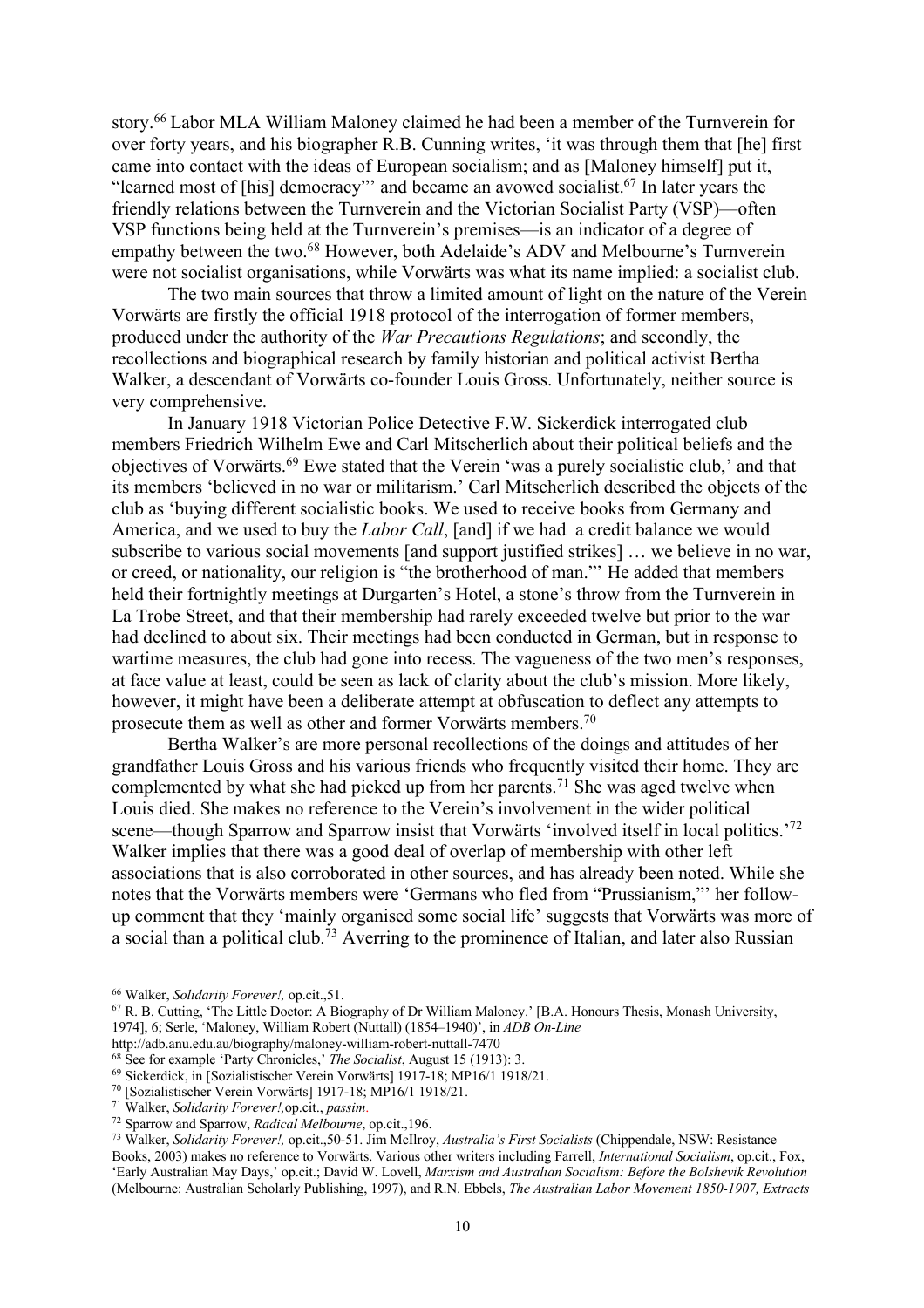story.[66] Labor MLA William Maloney claimed he had been a member of the Turnverein for over forty years, and his biographer R.B. Cunning writes, 'it was through them that [he] first came into contact with the ideas of European socialism; and as [Maloney himself] put it, "learned most of [his] democracy"' and became an avowed socialist.[67] In later years the friendly relations between the Turnverein and the Victorian Socialist Party (VSP)—often VSP functions being held at the Turnverein's premises—is an indicator of a degree of empathy between the two.[68] However, both Adelaide's ADV and Melbourne's Turnverein were not socialist organisations, while Vorwärts was what its name implied: a socialist club.

The two main sources that throw a limited amount of light on the nature of the Verein Vorwärts are firstly the official 1918 protocol of the interrogation of former members, produced under the authority of the *War Precautions Regulations*; and secondly, the recollections and biographical research by family historian and political activist Bertha Walker, a descendant of Vorwärts co-founder Louis Gross. Unfortunately, neither source is very comprehensive.

In January 1918 Victorian Police Detective F.W. Sickerdick interrogated club members Friedrich Wilhelm Ewe and Carl Mitscherlich about their political beliefs and the objectives of Vorwärts.[69] Ewe stated that the Verein 'was a purely socialistic club,' and that its members 'believed in no war or militarism.' Carl Mitscherlich described the objects of the club as 'buying different socialistic books. We used to receive books from Germany and America, and we used to buy the *Labor Call*, [and] if we had a credit balance we would subscribe to various social movements [and support justified strikes] … we believe in no war, or creed, or nationality, our religion is "the brotherhood of man."' He added that members held their fortnightly meetings at Durgarten's Hotel, a stone's throw from the Turnverein in La Trobe Street, and that their membership had rarely exceeded twelve but prior to the war had declined to about six. Their meetings had been conducted in German, but in response to wartime measures, the club had gone into recess. The vagueness of the two men's responses, at face value at least, could be seen as lack of clarity about the club's mission. More likely, however, it might have been a deliberate attempt at obfuscation to deflect any attempts to prosecute them as well as other and former Vorwärts members.[70]

Bertha Walker's are more personal recollections of the doings and attitudes of her grandfather Louis Gross and his various friends who frequently visited their home. They are complemented by what she had picked up from her parents.[71] She was aged twelve when Louis died. She makes no reference to the Verein's involvement in the wider political scene—though Sparrow and Sparrow insist that Vorwärts 'involved itself in local politics.'[72] Walker implies that there was a good deal of overlap of membership with other left associations that is also corroborated in other sources, and has already been noted. While she notes that the Vorwärts members were 'Germans who fled from "Prussianism,"' her follow-up comment that they 'mainly organised some social life' suggests that Vorwärts was more of a social than a political club.[73] Averring to the prominence of Italian, and later also Russian

---

[66] Walker, *Solidarity Forever!,* op.cit.,51.

[67] R. B. Cutting, 'The Little Doctor: A Biography of Dr William Maloney.' [B.A. Honours Thesis, Monash University, 1974], 6; Serle, 'Maloney, William Robert (Nuttall) (1854–1940)', in *ADB On-Line* http://adb.anu.edu.au/biography/maloney-william-robert-nuttall-7470

[68] See for example 'Party Chronicles,' *The Socialist*, August 15 (1913): 3.

[69] Sickerdick, in [Sozialistischer Verein Vorwärts] 1917-18; MP16/1 1918/21.

[70] [Sozialistischer Verein Vorwärts] 1917-18; MP16/1 1918/21.

[71] Walker, *Solidarity Forever!,*op.cit., *passim*.

[72] Sparrow and Sparrow, *Radical Melbourne*, op.cit.,196.

[73] Walker, *Solidarity Forever!,* op.cit.,50-51. Jim McIlroy, *Australia's First Socialists* (Chippendale, NSW: Resistance Books, 2003) makes no reference to Vorwärts. Various other writers including Farrell, *International Socialism*, op.cit., Fox, 'Early Australian May Days,' op.cit.; David W. Lovell, *Marxism and Australian Socialism: Before the Bolshevik Revolution* (Melbourne: Australian Scholarly Publishing, 1997), and R.N. Ebbels, *The Australian Labor Movement 1850-1907, Extracts*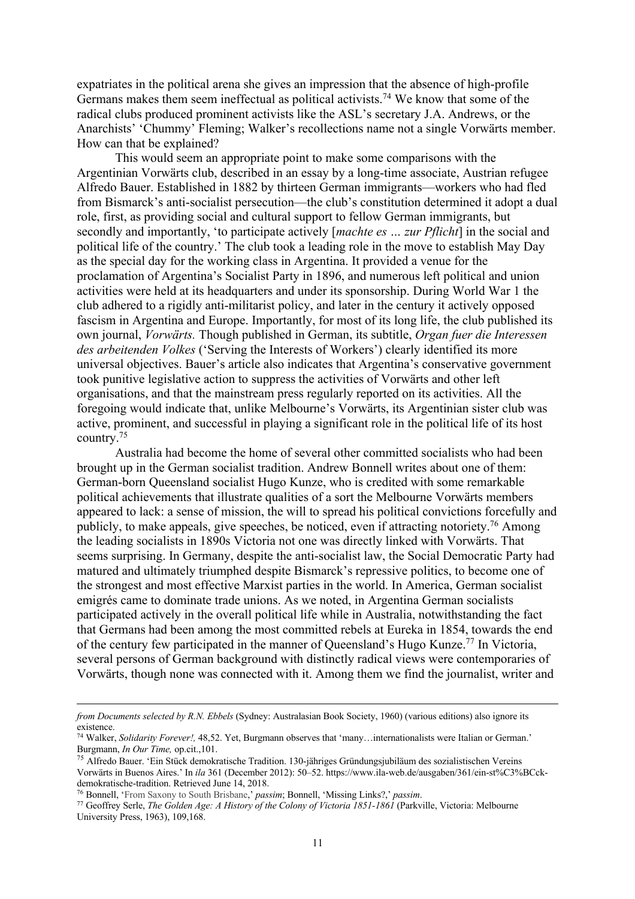expatriates in the political arena she gives an impression that the absence of high-profile Germans makes them seem ineffectual as political activists.[74] We know that some of the radical clubs produced prominent activists like the ASL's secretary J.A. Andrews, or the Anarchists' 'Chummy' Fleming; Walker's recollections name not a single Vorwärts member. How can that be explained?

This would seem an appropriate point to make some comparisons with the Argentinian Vorwärts club, described in an essay by a long-time associate, Austrian refugee Alfredo Bauer. Established in 1882 by thirteen German immigrants—workers who had fled from Bismarck's anti-socialist persecution—the club's constitution determined it adopt a dual role, first, as providing social and cultural support to fellow German immigrants, but secondly and importantly, 'to participate actively [*machte es … zur Pflicht*] in the social and political life of the country.' The club took a leading role in the move to establish May Day as the special day for the working class in Argentina. It provided a venue for the proclamation of Argentina's Socialist Party in 1896, and numerous left political and union activities were held at its headquarters and under its sponsorship. During World War 1 the club adhered to a rigidly anti-militarist policy, and later in the century it actively opposed fascism in Argentina and Europe. Importantly, for most of its long life, the club published its own journal, *Vorwärts.* Though published in German, its subtitle, *Organ fuer die Interessen des arbeitenden Volkes* ('Serving the Interests of Workers') clearly identified its more universal objectives. Bauer's article also indicates that Argentina's conservative government took punitive legislative action to suppress the activities of Vorwärts and other left organisations, and that the mainstream press regularly reported on its activities. All the foregoing would indicate that, unlike Melbourne's Vorwärts, its Argentinian sister club was active, prominent, and successful in playing a significant role in the political life of its host country.[75]

Australia had become the home of several other committed socialists who had been brought up in the German socialist tradition. Andrew Bonnell writes about one of them: German-born Queensland socialist Hugo Kunze, who is credited with some remarkable political achievements that illustrate qualities of a sort the Melbourne Vorwärts members appeared to lack: a sense of mission, the will to spread his political convictions forcefully and publicly, to make appeals, give speeches, be noticed, even if attracting notoriety.[76] Among the leading socialists in 1890s Victoria not one was directly linked with Vorwärts. That seems surprising. In Germany, despite the anti-socialist law, the Social Democratic Party had matured and ultimately triumphed despite Bismarck's repressive politics, to become one of the strongest and most effective Marxist parties in the world. In America, German socialist emigrés came to dominate trade unions. As we noted, in Argentina German socialists participated actively in the overall political life while in Australia, notwithstanding the fact that Germans had been among the most committed rebels at Eureka in 1854, towards the end of the century few participated in the manner of Queensland's Hugo Kunze.[77] In Victoria, several persons of German background with distinctly radical views were contemporaries of Vorwärts, though none was connected with it. Among them we find the journalist, writer and

---

*from Documents selected by R.N. Ebbels* (Sydney: Australasian Book Society, 1960) (various editions) also ignore its existence.

[74] Walker, *Solidarity Forever!,* 48,52. Yet, Burgmann observes that 'many…internationalists were Italian or German.' Burgmann, *In Our Time,* op.cit.,101.

[75] Alfredo Bauer. 'Ein Stück demokratische Tradition. 130-jähriges Gründungsjubiläum des sozialistischen Vereins Vorwärts in Buenos Aires.' In *ila* 361 (December 2012): 50–52. https://www.ila-web.de/ausgaben/361/ein-st%C3%BCck-demokratische-tradition. Retrieved June 14, 2018.

[76] Bonnell, 'From Saxony to South Brisbane,' *passim*; Bonnell, 'Missing Links?,' *passim*.

[77] Geoffrey Serle, *The Golden Age: A History of the Colony of Victoria 1851-1861* (Parkville, Victoria: Melbourne University Press, 1963), 109,168.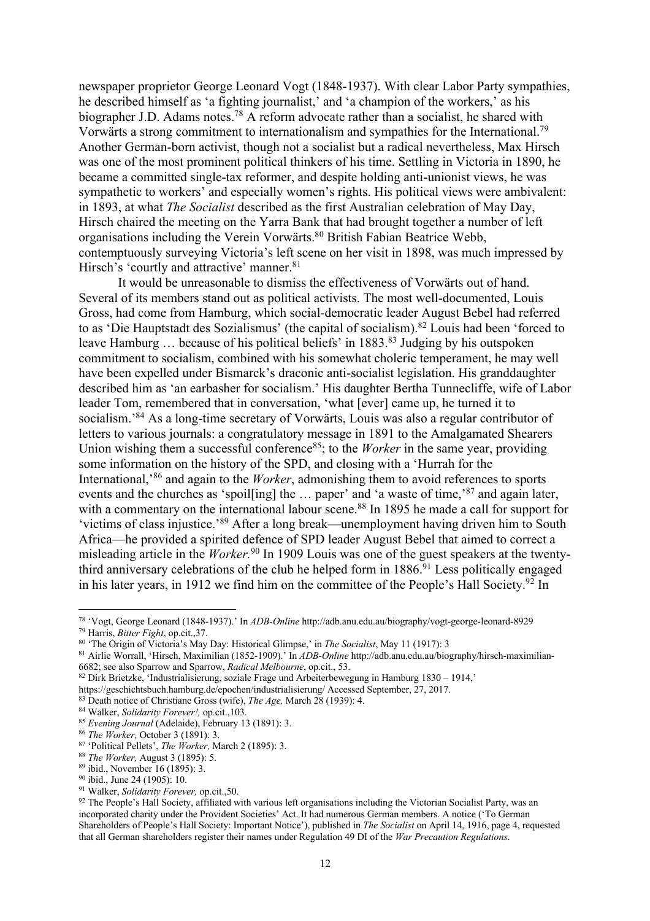newspaper proprietor George Leonard Vogt (1848-1937). With clear Labor Party sympathies, he described himself as 'a fighting journalist,' and 'a champion of the workers,' as his biographer J.D. Adams notes.[78] A reform advocate rather than a socialist, he shared with Vorwärts a strong commitment to internationalism and sympathies for the International.[79] Another German-born activist, though not a socialist but a radical nevertheless, Max Hirsch was one of the most prominent political thinkers of his time. Settling in Victoria in 1890, he became a committed single-tax reformer, and despite holding anti-unionist views, he was sympathetic to workers' and especially women's rights. His political views were ambivalent: in 1893, at what *The Socialist* described as the first Australian celebration of May Day, Hirsch chaired the meeting on the Yarra Bank that had brought together a number of left organisations including the Verein Vorwärts.[80] British Fabian Beatrice Webb, contemptuously surveying Victoria's left scene on her visit in 1898, was much impressed by Hirsch's 'courtly and attractive' manner.[81]

It would be unreasonable to dismiss the effectiveness of Vorwärts out of hand. Several of its members stand out as political activists. The most well-documented, Louis Gross, had come from Hamburg, which social-democratic leader August Bebel had referred to as 'Die Hauptstadt des Sozialismus' (the capital of socialism).[82] Louis had been 'forced to leave Hamburg … because of his political beliefs' in 1883.[83] Judging by his outspoken commitment to socialism, combined with his somewhat choleric temperament, he may well have been expelled under Bismarck's draconic anti-socialist legislation. His granddaughter described him as 'an earbasher for socialism.' His daughter Bertha Tunnecliffe, wife of Labor leader Tom, remembered that in conversation, 'what [ever] came up, he turned it to socialism.'[84] As a long-time secretary of Vorwärts, Louis was also a regular contributor of letters to various journals: a congratulatory message in 1891 to the Amalgamated Shearers Union wishing them a successful conference[85]; to the *Worker* in the same year, providing some information on the history of the SPD, and closing with a 'Hurrah for the International,'[86] and again to the *Worker*, admonishing them to avoid references to sports events and the churches as 'spoil[ing] the … paper' and 'a waste of time,'[87] and again later, with a commentary on the international labour scene.[88] In 1895 he made a call for support for 'victims of class injustice.'[89] After a long break—unemployment having driven him to South Africa—he provided a spirited defence of SPD leader August Bebel that aimed to correct a misleading article in the *Worker*.[90] In 1909 Louis was one of the guest speakers at the twenty-third anniversary celebrations of the club he helped form in 1886.[91] Less politically engaged in his later years, in 1912 we find him on the committee of the People's Hall Society.[92] In

---

[78] 'Vogt, George Leonard (1848-1937).' In *ADB-Online* http://adb.anu.edu.au/biography/vogt-george-leonard-8929

[79] Harris, *Bitter Fight*, op.cit.,37.

[80] 'The Origin of Victoria's May Day: Historical Glimpse,' in *The Socialist*, May 11 (1917): 3

[81] Airlie Worrall, 'Hirsch, Maximilian (1852-1909).' In *ADB-Online* http://adb.anu.edu.au/biography/hirsch-maximilian-6682; see also Sparrow and Sparrow, *Radical Melbourne*, op.cit., 53.

[82] Dirk Brietzke, 'Industrialisierung, soziale Frage und Arbeiterbewegung in Hamburg 1830 – 1914,' https://geschichtsbuch.hamburg.de/epochen/industrialisierung/ Accessed September, 27, 2017.

[83] Death notice of Christiane Gross (wife), *The Age,* March 28 (1939): 4.

[84] Walker, *Solidarity Forever!,* op.cit.,103.

[85] *Evening Journal* (Adelaide), February 13 (1891): 3.

[86] *The Worker,* October 3 (1891): 3.

[87] 'Political Pellets', *The Worker,* March 2 (1895): 3.

[88] *The Worker,* August 3 (1895): 5.

[89] ibid., November 16 (1895): 3.

[90] ibid., June 24 (1905): 10.

[91] Walker, *Solidarity Forever,* op.cit.,50.

[92] The People's Hall Society, affiliated with various left organisations including the Victorian Socialist Party, was an incorporated charity under the Provident Societies' Act. It had numerous German members. A notice ('To German Shareholders of People's Hall Society: Important Notice'), published in *The Socialist* on April 14, 1916, page 4, requested that all German shareholders register their names under Regulation 49 DI of the *War Precaution Regulations*.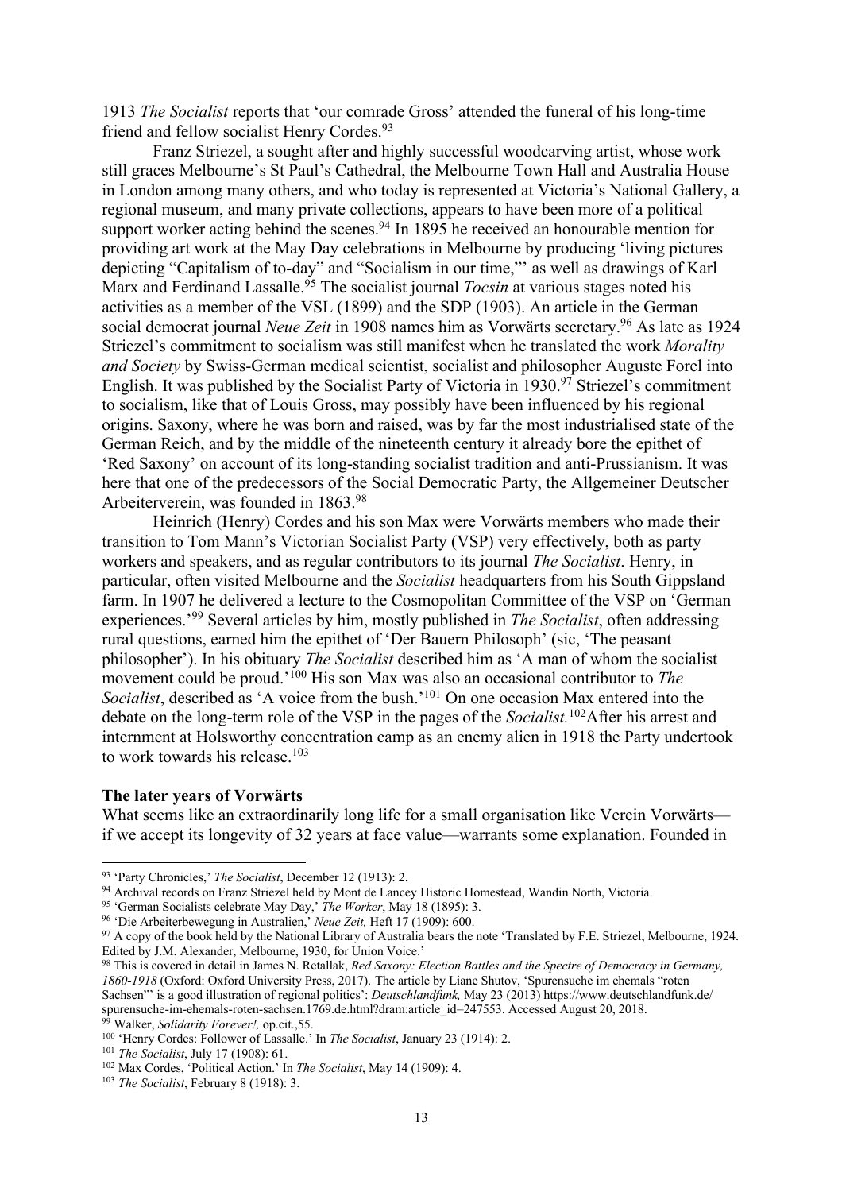1913 *The Socialist* reports that 'our comrade Gross' attended the funeral of his long-time friend and fellow socialist Henry Cordes.[93]

Franz Striezel, a sought after and highly successful woodcarving artist, whose work still graces Melbourne's St Paul's Cathedral, the Melbourne Town Hall and Australia House in London among many others, and who today is represented at Victoria's National Gallery, a regional museum, and many private collections, appears to have been more of a political support worker acting behind the scenes.[94] In 1895 he received an honourable mention for providing art work at the May Day celebrations in Melbourne by producing 'living pictures depicting "Capitalism of to-day" and "Socialism in our time,"' as well as drawings of Karl Marx and Ferdinand Lassalle.[95] The socialist journal *Tocsin* at various stages noted his activities as a member of the VSL (1899) and the SDP (1903). An article in the German social democrat journal *Neue Zeit* in 1908 names him as Vorwärts secretary.[96] As late as 1924 Striezel's commitment to socialism was still manifest when he translated the work *Morality and Society* by Swiss-German medical scientist, socialist and philosopher Auguste Forel into English. It was published by the Socialist Party of Victoria in 1930.[97] Striezel's commitment to socialism, like that of Louis Gross, may possibly have been influenced by his regional origins. Saxony, where he was born and raised, was by far the most industrialised state of the German Reich, and by the middle of the nineteenth century it already bore the epithet of 'Red Saxony' on account of its long-standing socialist tradition and anti-Prussianism. It was here that one of the predecessors of the Social Democratic Party, the Allgemeiner Deutscher Arbeiterverein, was founded in 1863.[98]

Heinrich (Henry) Cordes and his son Max were Vorwärts members who made their transition to Tom Mann's Victorian Socialist Party (VSP) very effectively, both as party workers and speakers, and as regular contributors to its journal *The Socialist*. Henry, in particular, often visited Melbourne and the *Socialist* headquarters from his South Gippsland farm. In 1907 he delivered a lecture to the Cosmopolitan Committee of the VSP on 'German experiences.'[99] Several articles by him, mostly published in *The Socialist*, often addressing rural questions, earned him the epithet of 'Der Bauern Philosoph' (sic, 'The peasant philosopher'). In his obituary *The Socialist* described him as 'A man of whom the socialist movement could be proud.'[100] His son Max was also an occasional contributor to *The Socialist*, described as 'A voice from the bush.'[101] On one occasion Max entered into the debate on the long-term role of the VSP in the pages of the *Socialist.*[102] After his arrest and internment at Holsworthy concentration camp as an enemy alien in 1918 the Party undertook to work towards his release.[103]

**The later years of Vorwärts**

What seems like an extraordinarily long life for a small organisation like Verein Vorwärts—if we accept its longevity of 32 years at face value—warrants some explanation. Founded in

---

[93] 'Party Chronicles,' *The Socialist*, December 12 (1913): 2.

[94] Archival records on Franz Striezel held by Mont de Lancey Historic Homestead, Wandin North, Victoria.

[95] 'German Socialists celebrate May Day,' *The Worker*, May 18 (1895): 3.

[96] 'Die Arbeiterbewegung in Australien,' *Neue Zeit,* Heft 17 (1909): 600.

[97] A copy of the book held by the National Library of Australia bears the note 'Translated by F.E. Striezel, Melbourne, 1924. Edited by J.M. Alexander, Melbourne, 1930, for Union Voice.'

[98] This is covered in detail in James N. Retallak, *Red Saxony: Election Battles and the Spectre of Democracy in Germany, 1860-1918* (Oxford: Oxford University Press, 2017). The article by Liane Shutov, 'Spurensuche im ehemals "roten Sachsen"' is a good illustration of regional politics': *Deutschlandfunk,* May 23 (2013) https://www.deutschlandfunk.de/spurensuche-im-ehemals-roten-sachsen.1769.de.html?dram:article_id=247553. Accessed August 20, 2018.

[99] Walker, *Solidarity Forever!,* op.cit.,55.

[100] 'Henry Cordes: Follower of Lassalle.' In *The Socialist*, January 23 (1914): 2.

[101] *The Socialist*, July 17 (1908): 61.

[102] Max Cordes, 'Political Action.' In *The Socialist*, May 14 (1909): 4.

[103] *The Socialist*, February 8 (1918): 3.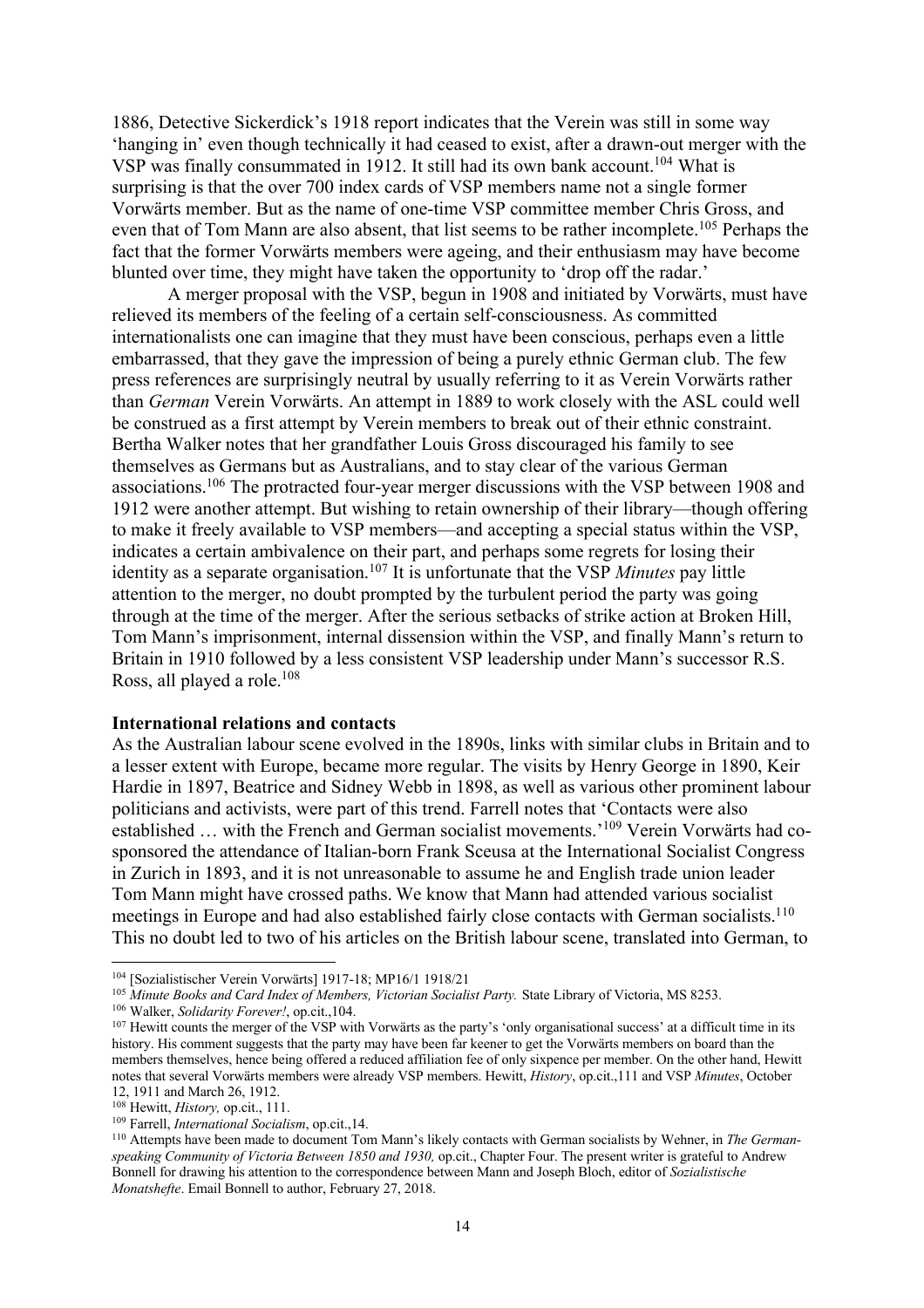1886, Detective Sickerdick's 1918 report indicates that the Verein was still in some way 'hanging in' even though technically it had ceased to exist, after a drawn-out merger with the VSP was finally consummated in 1912. It still had its own bank account.[104] What is surprising is that the over 700 index cards of VSP members name not a single former Vorwärts member. But as the name of one-time VSP committee member Chris Gross, and even that of Tom Mann are also absent, that list seems to be rather incomplete.[105] Perhaps the fact that the former Vorwärts members were ageing, and their enthusiasm may have become blunted over time, they might have taken the opportunity to 'drop off the radar.'

A merger proposal with the VSP, begun in 1908 and initiated by Vorwärts, must have relieved its members of the feeling of a certain self-consciousness. As committed internationalists one can imagine that they must have been conscious, perhaps even a little embarrassed, that they gave the impression of being a purely ethnic German club. The few press references are surprisingly neutral by usually referring to it as Verein Vorwärts rather than *German* Verein Vorwärts. An attempt in 1889 to work closely with the ASL could well be construed as a first attempt by Verein members to break out of their ethnic constraint. Bertha Walker notes that her grandfather Louis Gross discouraged his family to see themselves as Germans but as Australians, and to stay clear of the various German associations.[106] The protracted four-year merger discussions with the VSP between 1908 and 1912 were another attempt. But wishing to retain ownership of their library—though offering to make it freely available to VSP members—and accepting a special status within the VSP, indicates a certain ambivalence on their part, and perhaps some regrets for losing their identity as a separate organisation.[107] It is unfortunate that the VSP *Minutes* pay little attention to the merger, no doubt prompted by the turbulent period the party was going through at the time of the merger. After the serious setbacks of strike action at Broken Hill, Tom Mann's imprisonment, internal dissension within the VSP, and finally Mann's return to Britain in 1910 followed by a less consistent VSP leadership under Mann's successor R.S. Ross, all played a role.[108]

**International relations and contacts**

As the Australian labour scene evolved in the 1890s, links with similar clubs in Britain and to a lesser extent with Europe, became more regular. The visits by Henry George in 1890, Keir Hardie in 1897, Beatrice and Sidney Webb in 1898, as well as various other prominent labour politicians and activists, were part of this trend. Farrell notes that 'Contacts were also established … with the French and German socialist movements.'[109] Verein Vorwärts had co-sponsored the attendance of Italian-born Frank Sceusa at the International Socialist Congress in Zurich in 1893, and it is not unreasonable to assume he and English trade union leader Tom Mann might have crossed paths. We know that Mann had attended various socialist meetings in Europe and had also established fairly close contacts with German socialists.[110] This no doubt led to two of his articles on the British labour scene, translated into German, to

---

[104] [Sozialistischer Verein Vorwärts] 1917-18; MP16/1 1918/21

[105] *Minute Books and Card Index of Members, Victorian Socialist Party.* State Library of Victoria, MS 8253.

[106] Walker, *Solidarity Forever!*, op.cit.,104.

[107] Hewitt counts the merger of the VSP with Vorwärts as the party's 'only organisational success' at a difficult time in its history. His comment suggests that the party may have been far keener to get the Vorwärts members on board than the members themselves, hence being offered a reduced affiliation fee of only sixpence per member. On the other hand, Hewitt notes that several Vorwärts members were already VSP members. Hewitt, *History*, op.cit.,111 and VSP *Minutes*, October 12, 1911 and March 26, 1912.

[108] Hewitt, *History,* op.cit., 111.

[109] Farrell, *International Socialism*, op.cit.,14.

[110] Attempts have been made to document Tom Mann's likely contacts with German socialists by Wehner, in *The German-speaking Community of Victoria Between 1850 and 1930,* op.cit., Chapter Four. The present writer is grateful to Andrew Bonnell for drawing his attention to the correspondence between Mann and Joseph Bloch, editor of *Sozialistische Monatshefte*. Email Bonnell to author, February 27, 2018.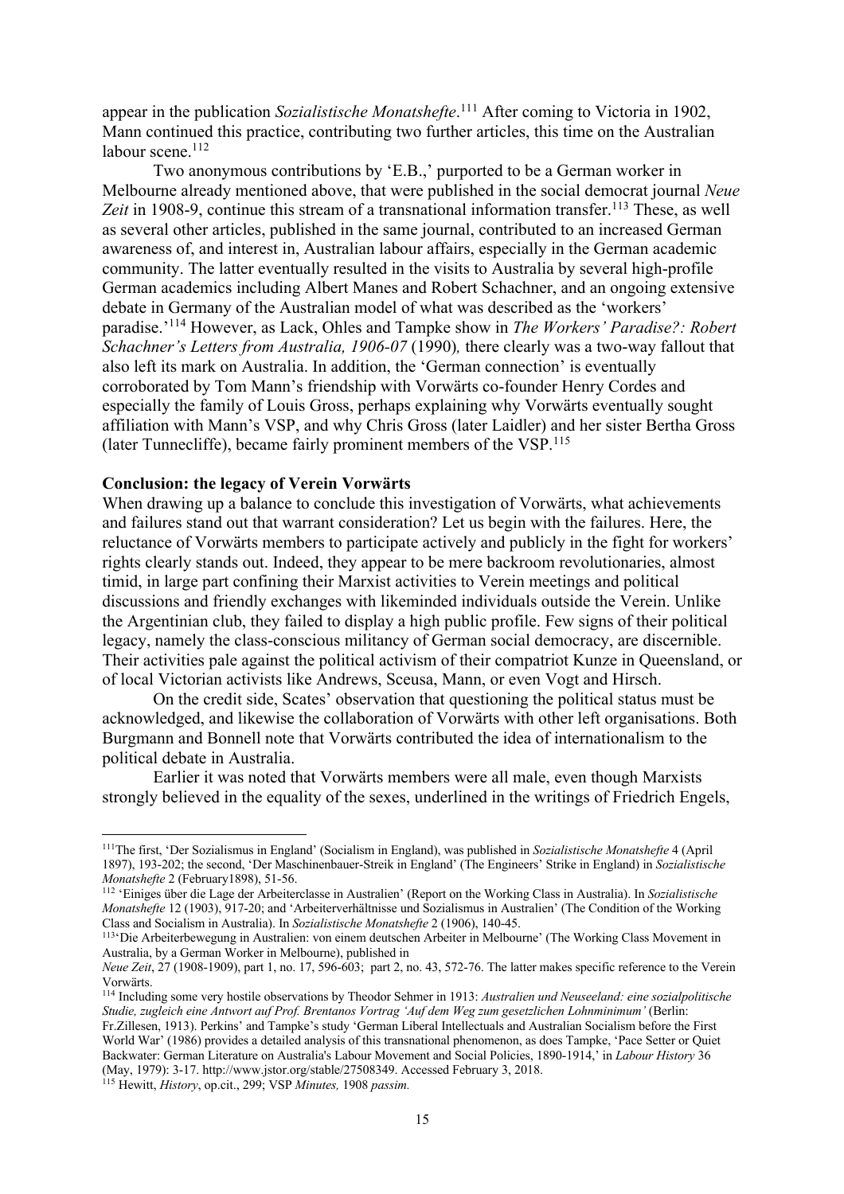appear in the publication *Sozialistische Monatshefte*.[111] After coming to Victoria in 1902, Mann continued this practice, contributing two further articles, this time on the Australian labour scene.[112]

Two anonymous contributions by 'E.B.,' purported to be a German worker in Melbourne already mentioned above, that were published in the social democrat journal *Neue Zeit* in 1908-9, continue this stream of a transnational information transfer.[113] These, as well as several other articles, published in the same journal, contributed to an increased German awareness of, and interest in, Australian labour affairs, especially in the German academic community. The latter eventually resulted in the visits to Australia by several high-profile German academics including Albert Manes and Robert Schachner, and an ongoing extensive debate in Germany of the Australian model of what was described as the 'workers' paradise.'[114] However, as Lack, Ohles and Tampke show in *The Workers' Paradise?: Robert Schachner's Letters from Australia, 1906-07* (1990)*,* there clearly was a two-way fallout that also left its mark on Australia. In addition, the 'German connection' is eventually corroborated by Tom Mann's friendship with Vorwärts co-founder Henry Cordes and especially the family of Louis Gross, perhaps explaining why Vorwärts eventually sought affiliation with Mann's VSP, and why Chris Gross (later Laidler) and her sister Bertha Gross (later Tunnecliffe), became fairly prominent members of the VSP.[115]

**Conclusion: the legacy of Verein Vorwärts**

When drawing up a balance to conclude this investigation of Vorwärts, what achievements and failures stand out that warrant consideration? Let us begin with the failures. Here, the reluctance of Vorwärts members to participate actively and publicly in the fight for workers' rights clearly stands out. Indeed, they appear to be mere backroom revolutionaries, almost timid, in large part confining their Marxist activities to Verein meetings and political discussions and friendly exchanges with likeminded individuals outside the Verein. Unlike the Argentinian club, they failed to display a high public profile. Few signs of their political legacy, namely the class-conscious militancy of German social democracy, are discernible. Their activities pale against the political activism of their compatriot Kunze in Queensland, or of local Victorian activists like Andrews, Sceusa, Mann, or even Vogt and Hirsch.

On the credit side, Scates' observation that questioning the political status must be acknowledged, and likewise the collaboration of Vorwärts with other left organisations. Both Burgmann and Bonnell note that Vorwärts contributed the idea of internationalism to the political debate in Australia.

Earlier it was noted that Vorwärts members were all male, even though Marxists strongly believed in the equality of the sexes, underlined in the writings of Friedrich Engels,

---

[111] The first, 'Der Sozialismus in England' (Socialism in England), was published in *Sozialistische Monatshefte* 4 (April 1897), 193-202; the second, 'Der Maschinenbauer-Streik in England' (The Engineers' Strike in England) in *Sozialistische Monatshefte* 2 (February1898), 51-56.

[112] 'Einiges über die Lage der Arbeiterclasse in Australien' (Report on the Working Class in Australia). In *Sozialistische Monatshefte* 12 (1903), 917-20; and 'Arbeiterverhältnisse und Sozialismus in Australien' (The Condition of the Working Class and Socialism in Australia). In *Sozialistische Monatshefte* 2 (1906), 140-45.

[113] 'Die Arbeiterbewegung in Australien: von einem deutschen Arbeiter in Melbourne' (The Working Class Movement in Australia, by a German Worker in Melbourne), published in *Neue Zeit*, 27 (1908-1909), part 1, no. 17, 596-603; part 2, no. 43, 572-76. The latter makes specific reference to the Verein Vorwärts.

[114] Including some very hostile observations by Theodor Sehmer in 1913: *Australien und Neuseeland: eine sozialpolitische Studie, zugleich eine Antwort auf Prof. Brentanos Vortrag 'Auf dem Weg zum gesetzlichen Lohnminimum'* (Berlin: Fr.Zillesen, 1913). Perkins' and Tampke's study 'German Liberal Intellectuals and Australian Socialism before the First World War' (1986) provides a detailed analysis of this transnational phenomenon, as does Tampke, 'Pace Setter or Quiet Backwater: German Literature on Australia's Labour Movement and Social Policies, 1890-1914,' in *Labour History* 36 (May, 1979): 3-17. http://www.jstor.org/stable/27508349. Accessed February 3, 2018.

[115] Hewitt, *History*, op.cit., 299; VSP *Minutes,* 1908 *passim.*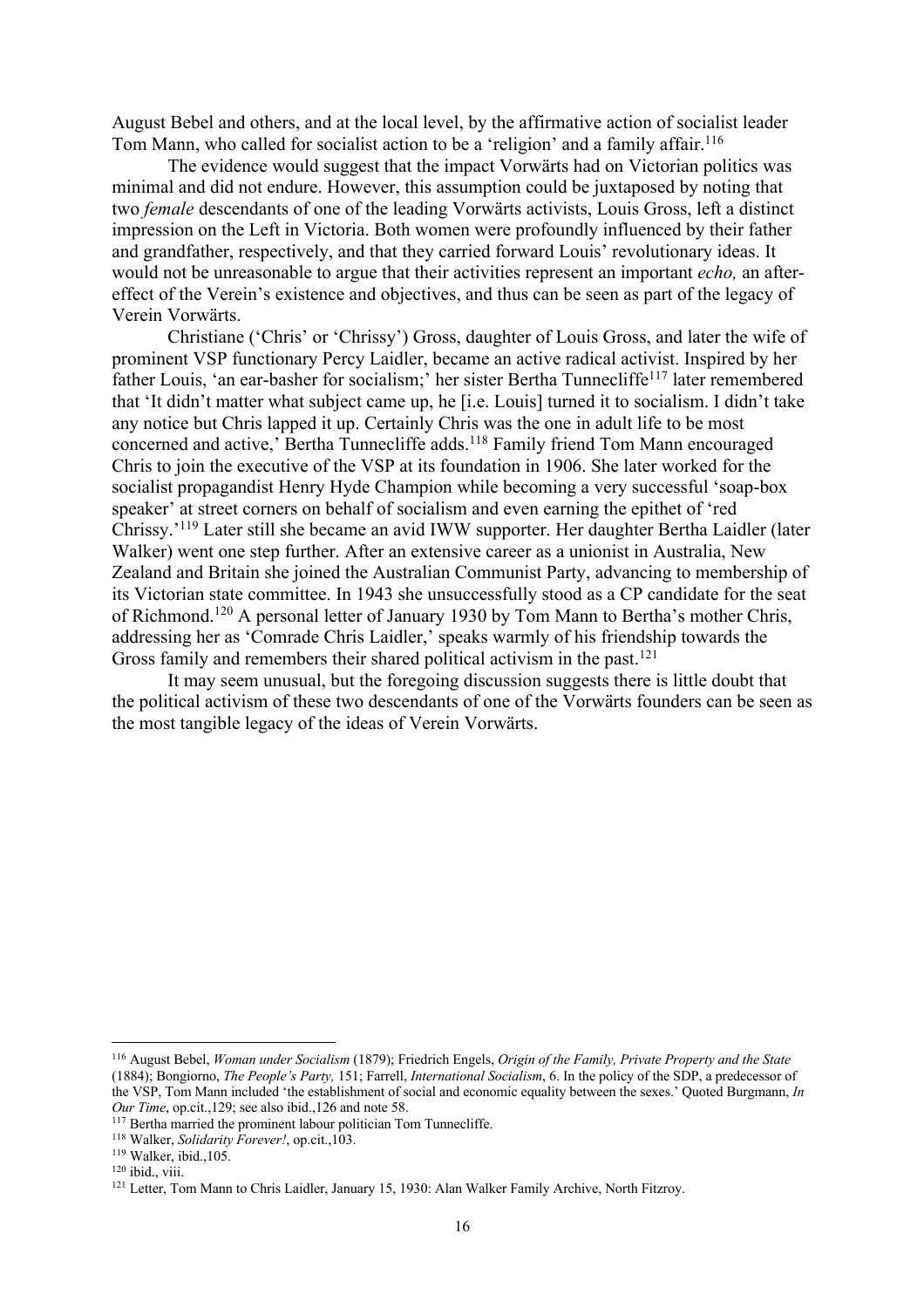August Bebel and others, and at the local level, by the affirmative action of socialist leader Tom Mann, who called for socialist action to be a 'religion' and a family affair.[116]

The evidence would suggest that the impact Vorwärts had on Victorian politics was minimal and did not endure. However, this assumption could be juxtaposed by noting that two *female* descendants of one of the leading Vorwärts activists, Louis Gross, left a distinct impression on the Left in Victoria. Both women were profoundly influenced by their father and grandfather, respectively, and that they carried forward Louis' revolutionary ideas. It would not be unreasonable to argue that their activities represent an important *echo,* an after-effect of the Verein's existence and objectives, and thus can be seen as part of the legacy of Verein Vorwärts.

Christiane ('Chris' or 'Chrissy') Gross, daughter of Louis Gross, and later the wife of prominent VSP functionary Percy Laidler, became an active radical activist. Inspired by her father Louis, 'an ear-basher for socialism;' her sister Bertha Tunnecliffe[117] later remembered that 'It didn't matter what subject came up, he [i.e. Louis] turned it to socialism. I didn't take any notice but Chris lapped it up. Certainly Chris was the one in adult life to be most concerned and active,' Bertha Tunnecliffe adds.[118] Family friend Tom Mann encouraged Chris to join the executive of the VSP at its foundation in 1906. She later worked for the socialist propagandist Henry Hyde Champion while becoming a very successful 'soap-box speaker' at street corners on behalf of socialism and even earning the epithet of 'red Chrissy.'[119] Later still she became an avid IWW supporter. Her daughter Bertha Laidler (later Walker) went one step further. After an extensive career as a unionist in Australia, New Zealand and Britain she joined the Australian Communist Party, advancing to membership of its Victorian state committee. In 1943 she unsuccessfully stood as a CP candidate for the seat of Richmond.[120] A personal letter of January 1930 by Tom Mann to Bertha's mother Chris, addressing her as 'Comrade Chris Laidler,' speaks warmly of his friendship towards the Gross family and remembers their shared political activism in the past.[121]

It may seem unusual, but the foregoing discussion suggests there is little doubt that the political activism of these two descendants of one of the Vorwärts founders can be seen as the most tangible legacy of the ideas of Verein Vorwärts.

---

[116] August Bebel, *Woman under Socialism* (1879); Friedrich Engels, *Origin of the Family, Private Property and the State* (1884); Bongiorno, *The People's Party,* 151; Farrell, *International Socialism*, 6. In the policy of the SDP, a predecessor of the VSP, Tom Mann included 'the establishment of social and economic equality between the sexes.' Quoted Burgmann, *In Our Time*, op.cit.,129; see also ibid.,126 and note 58.

[117] Bertha married the prominent labour politician Tom Tunnecliffe.

[118] Walker, *Solidarity Forever!*, op.cit.,103.

[119] Walker, ibid.,105.

[120] ibid., viii.

[121] Letter, Tom Mann to Chris Laidler, January 15, 1930: Alan Walker Family Archive, North Fitzroy.